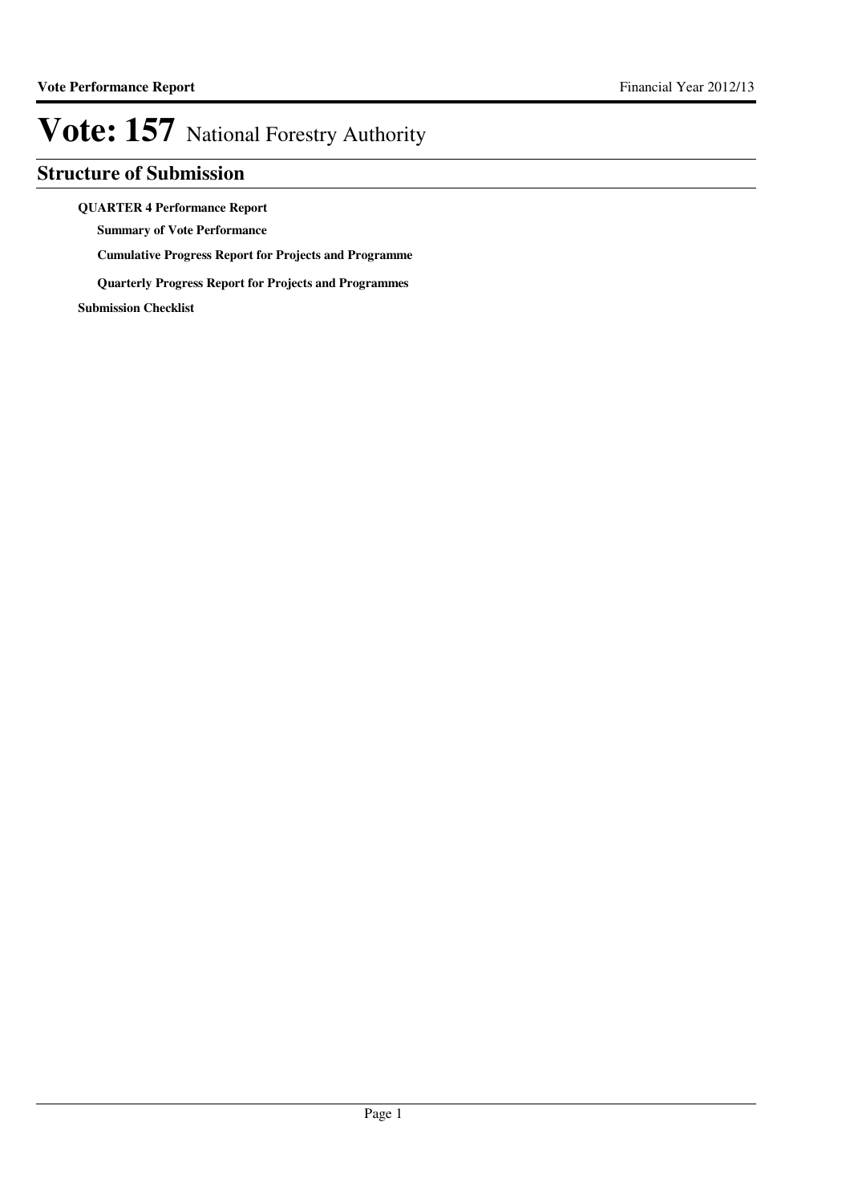# Vote: 157 National Forestry Authority

## Structure of Submission

**QUARTER 4 Performance Report**

- **Summary of Vote Performance**
- **Cumulative Progress Report for Projects and Programme**
- **Quarterly Progress Report for Projects and Programmes**

**Submission Checklist**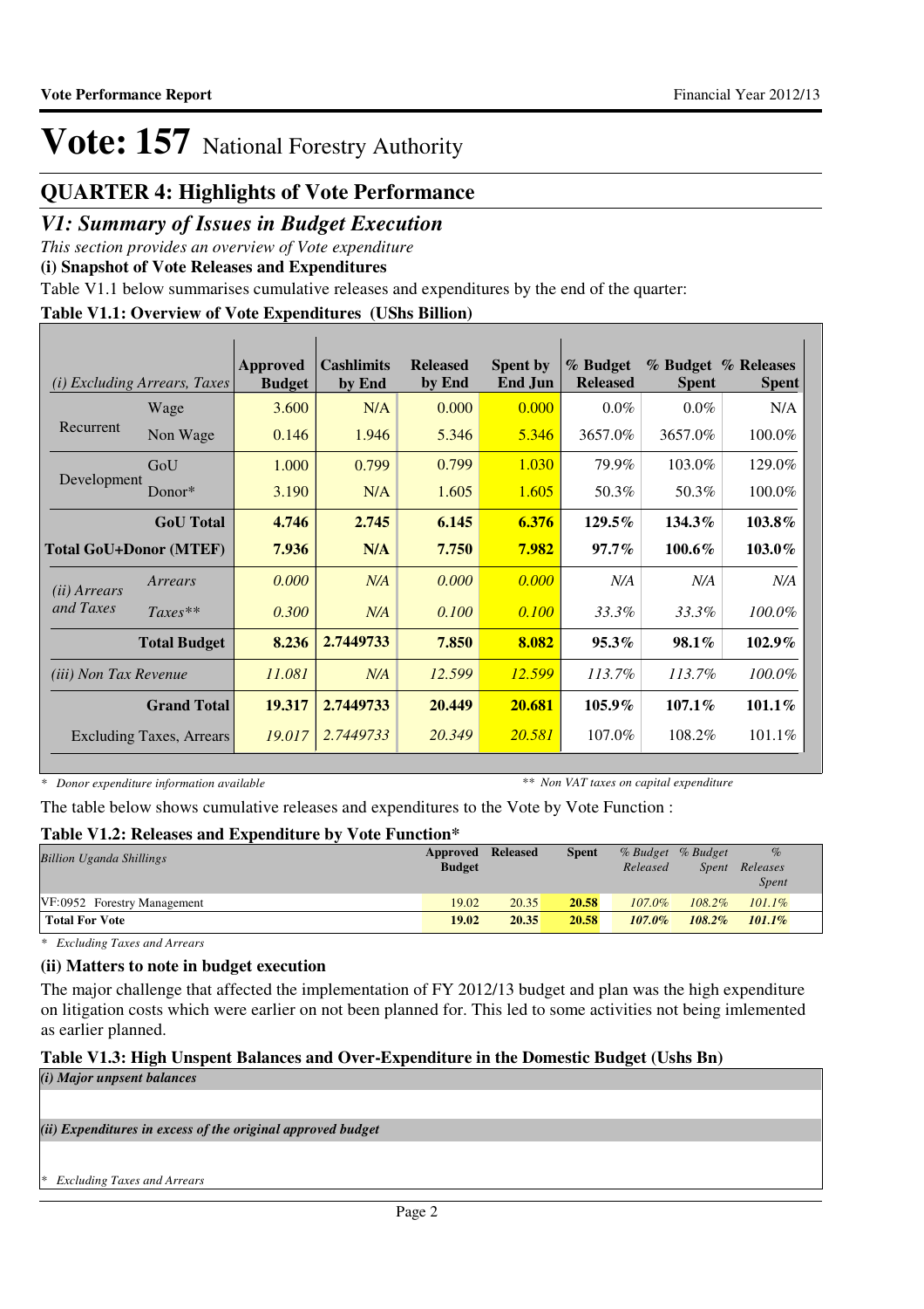# Vote: 157 National Forestry Authority

## QUARTER 4: Highlights of Vote Performance

## *V1: Summary of Issues in Budget Execution*

*This section provides an overview of Vote expenditure*

**(i) Snapshot of Vote Releases and Expenditures**

Table V1.1 below summarises cumulative releases and expenditures by the end of the quarter:

**Table V1.1: Overview of Vote Expenditures (UShs Billion)**

| *(i) Excluding Arrears, Taxes* | | Approved Budget | Cashlimits by End | Released by End | Spent by End Jun | % Budget Released | % Budget Spent | % Releases Spent |
|---|---|---|---|---|---|---|---|---|
| Recurrent | Wage | 3.600 | N/A | 0.000 | 0.000 | 0.0% | 0.0% | N/A |
| | Non Wage | 0.146 | 1.946 | 5.346 | 5.346 | 3657.0% | 3657.0% | 100.0% |
| Development | GoU | 1.000 | 0.799 | 0.799 | 1.030 | 79.9% | 103.0% | 129.0% |
| | Donor* | 3.190 | N/A | 1.605 | 1.605 | 50.3% | 50.3% | 100.0% |
| | **GoU Total** | **4.746** | **2.745** | **6.145** | **6.376** | **129.5%** | **134.3%** | **103.8%** |
| **Total GoU+Donor (MTEF)** | | **7.936** | **N/A** | **7.750** | **7.982** | **97.7%** | **100.6%** | **103.0%** |
| *(ii) Arrears and Taxes* | *Arrears* | *0.000* | *N/A* | *0.000* | *0.000* | *N/A* | *N/A* | *N/A* |
| | *Taxes*** | *0.300* | *N/A* | *0.100* | *0.100* | *33.3%* | *33.3%* | *100.0%* |
| | **Total Budget** | **8.236** | **2.7449733** | **7.850** | **8.082** | **95.3%** | **98.1%** | **102.9%** |
| *(iii) Non Tax Revenue* | | *11.081* | *N/A* | *12.599* | *12.599* | *113.7%* | *113.7%* | *100.0%* |
| | **Grand Total** | **19.317** | **2.7449733** | **20.449** | **20.681** | **105.9%** | **107.1%** | **101.1%** |
| | Excluding Taxes, Arrears | *19.017* | *2.7449733* | *20.349* | *20.581* | 107.0% | 108.2% | 101.1% |

\* *Donor expenditure information available* \*\* *Non VAT taxes on capital expenditure*

The table below shows cumulative releases and expenditures to the Vote by Vote Function :

**Table V1.2: Releases and Expenditure by Vote Function***

| *Billion Uganda Shillings* | Approved Budget | Released | Spent | *% Budget Released* | *% Budget Spent* | *% Releases Spent* |
|---|---|---|---|---|---|---|
| VF:0952 Forestry Management | 19.02 | 20.35 | 20.58 | *107.0%* | *108.2%* | *101.1%* |
| **Total For Vote** | **19.02** | **20.35** | **20.58** | ***107.0%*** | ***108.2%*** | ***101.1%*** |

\* *Excluding Taxes and Arrears*

**(ii) Matters to note in budget execution**

The major challenge that affected the implementation of FY 2012/13 budget and plan was the high expenditure on litigation costs which were earlier on not been planned for. This led to some activities not being imlemented as earlier planned.

**Table V1.3: High Unspent Balances and Over-Expenditure in the Domestic Budget (Ushs Bn)**

***(i) Major unpsent balances***

***(ii) Expenditures in excess of the original approved budget***

\* *Excluding Taxes and Arrears*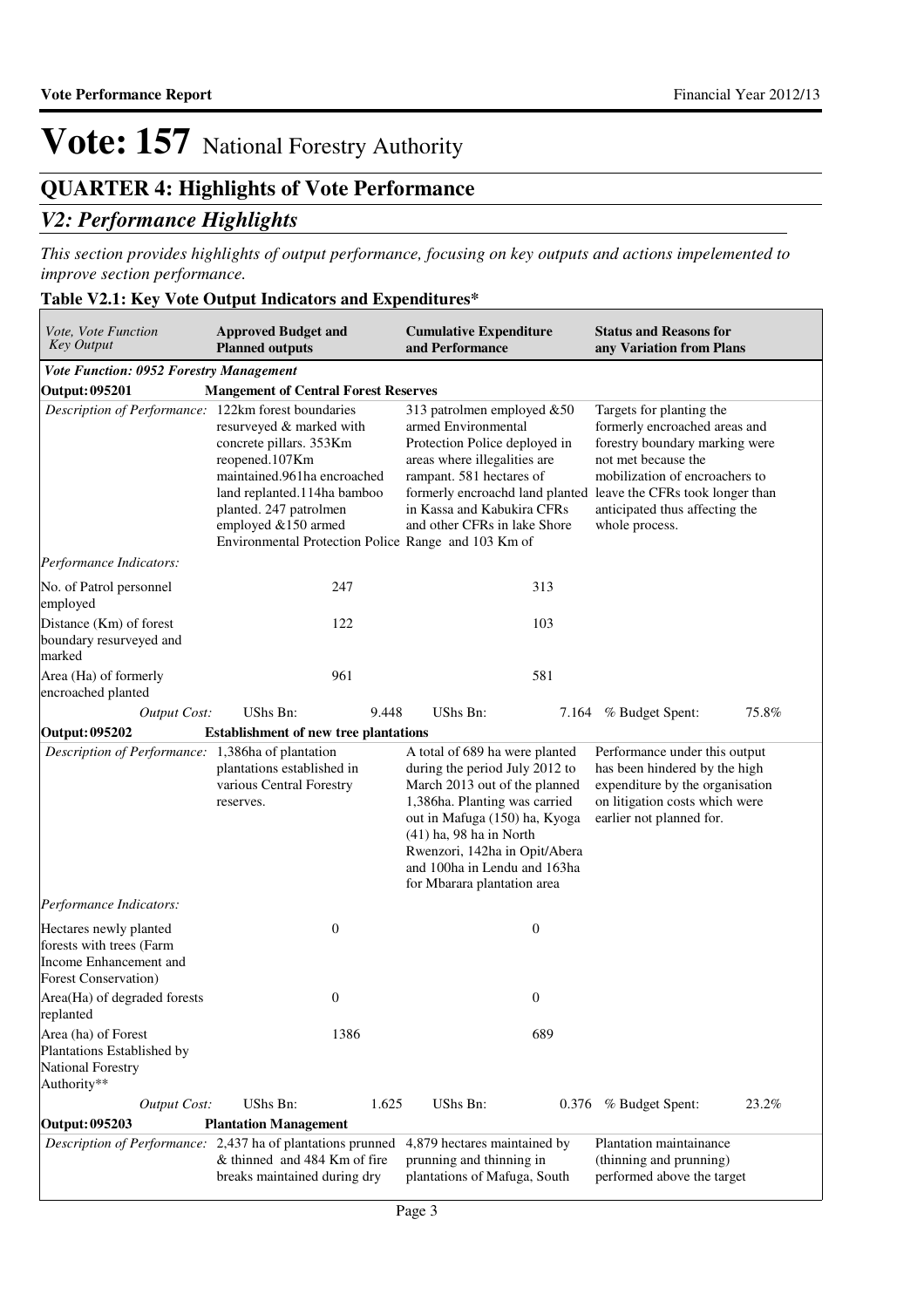# Vote: 157 National Forestry Authority

## QUARTER 4: Highlights of Vote Performance

### *V2: Performance Highlights*

*This section provides highlights of output performance, focusing on key outputs and actions impelemented to improve section performance.*

**Table V2.1: Key Vote Output Indicators and Expenditures***

| *Vote, Vote Function Key Output* | **Approved Budget and Planned outputs** | | **Cumulative Expenditure and Performance** | | **Status and Reasons for any Variation from Plans** | |
|---|---|---|---|---|---|---|
| ***Vote Function: 0952 Forestry Management*** | | | | | | |
| **Output: 095201** | **Mangement of Central Forest Reserves** | | | | | |
| *Description of Performance:* | 122km forest boundaries resurveyed & marked with concrete pillars. 353Km reopened.107Km maintained.961ha encroached land replanted.114ha bamboo planted. 247 patrolmen employed &150 armed Environmental Protection Police | | 313 patrolmen employed &50 armed Environmental Protection Police deployed in areas where illegalities are rampant. 581 hectares of formerly encroachd land planted in Kassa and Kabukira CFRs and other CFRs in lake Shore Range and 103 Km of | | Targets for planting the formerly encroached areas and forestry boundary marking were not met because the mobilization of encroachers to leave the CFRs took longer than anticipated thus affecting the whole process. | |
| *Performance Indicators:* | | | | | | |
| No. of Patrol personnel employed | | 247 | | 313 | | |
| Distance (Km) of forest boundary resurveyed and marked | | 122 | | 103 | | |
| Area (Ha) of formerly encroached planted | | 961 | | 581 | | |
| *Output Cost:* | UShs Bn: | 9.448 | UShs Bn: | 7.164 | % Budget Spent: | 75.8% |
| **Output: 095202** | **Establishment of new tree plantations** | | | | | |
| *Description of Performance:* | 1,386ha of plantation plantations established in various Central Forestry reserves. | | A total of 689 ha were planted during the period July 2012 to March 2013 out of the planned 1,386ha. Planting was carried out in Mafuga (150) ha, Kyoga (41) ha, 98 ha in North Rwenzori, 142ha in Opit/Abera and 100ha in Lendu and 163ha for Mbarara plantation area | | Performance under this output has been hindered by the high expenditure by the organisation on litigation costs which were earlier not planned for. | |
| *Performance Indicators:* | | | | | | |
| Hectares newly planted forests with trees (Farm Income Enhancement and Forest Conservation) | | 0 | | 0 | | |
| Area(Ha) of degraded forests replanted | | 0 | | 0 | | |
| Area (ha) of Forest Plantations Established by National Forestry Authority** | | 1386 | | 689 | | |
| *Output Cost:* | UShs Bn: | 1.625 | UShs Bn: | 0.376 | % Budget Spent: | 23.2% |
| **Output: 095203** | **Plantation Management** | | | | | |
| *Description of Performance:* | 2,437 ha of plantations prunned & thinned and 484 Km of fire breaks maintained during dry | | 4,879 hectares maintained by prunning and thinning in plantations of Mafuga, South | | Plantation maintainance (thinning and prunning) performed above the target | |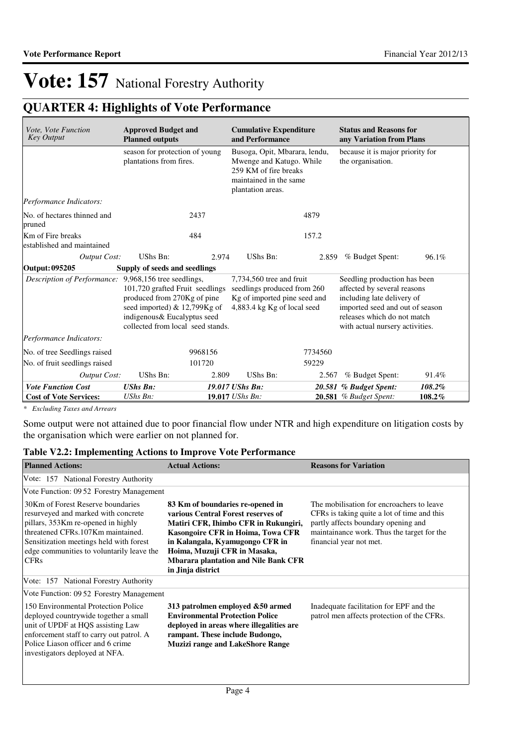# Vote: 157 National Forestry Authority

## QUARTER 4: Highlights of Vote Performance

| *Vote, Vote Function Key Output* | **Approved Budget and Planned outputs** | | **Cumulative Expenditure and Performance** | | **Status and Reasons for any Variation from Plans** | |
|---|---|---|---|---|---|---|
| | season for protection of young plantations from fires. | | Busoga, Opit, Mbarara, lendu, Mwenge and Katugo. While 259 KM of fire breaks maintained in the same plantation areas. | | because it is major priority for the organisation. | |
| *Performance Indicators:* | | | | | | |
| No. of hectares thinned and pruned | | 2437 | | 4879 | | |
| Km of Fire breaks established and maintained | | 484 | | 157.2 | | |
| *Output Cost:* | UShs Bn: | 2.974 | UShs Bn: | 2.859 | % Budget Spent: | 96.1% |
| **Output: 095205** | **Supply of seeds and seedlings** | | | | | |
| *Description of Performance:* | 9,968,156 tree seedlings, 101,720 grafted Fruit seedlings produced from 270Kg of pine seed imported) & 12,799Kg of indigenous& Eucalyptus seed collected from local seed stands. | | 7,734,560 tree and fruit seedlings produced from 260 Kg of imported pine seed and 4,883.4 kg Kg of local seed | | Seedling production has been affected by several reasons including late delivery of imported seed and out of season releases which do not match with actual nursery activities. | |
| *Performance Indicators:* | | | | | | |
| No. of tree Seedlings raised | | 9968156 | | 7734560 | | |
| No. of fruit seedlings raised | | 101720 | | 59229 | | |
| *Output Cost:* | UShs Bn: | 2.809 | UShs Bn: | 2.567 | % Budget Spent: | 91.4% |
| ***Vote Function Cost*** | ***UShs Bn:*** | ***19.017*** | ***UShs Bn:*** | ***20.581*** | ***% Budget Spent:*** | ***108.2%*** |
| **Cost of Vote Services:** | *UShs Bn:* | **19.017** | *UShs Bn:* | **20.581** | *% Budget Spent:* | **108.2%** |

*\* Excluding Taxes and Arrears*

Some output were not attained due to poor financial flow under NTR and high expenditure on litigation costs by the organisation which were earlier on not planned for.

### Table V2.2: Implementing Actions to Improve Vote Performance

| **Planned Actions:** | **Actual Actions:** | **Reasons for Variation** |
|---|---|---|
| Vote: 157 National Forestry Authority | | |
| Vote Function: 09 52 Forestry Management | | |
| 30Km of Forest Reserve boundaries resurveyed and marked with concrete pillars, 353Km re-opened in highly threatened CFRs.107Km maintained. Sensitization meetings held with forest edge communities to voluntarily leave the CFRs | **83 Km of boundaries re-opened in various Central Forest reserves of Matiri CFR, Ihimbo CFR in Rukungiri, Kasongoire CFR in Hoima, Towa CFR in Kalangala, Kyamugongo CFR in Hoima, Muzuji CFR in Masaka, Mbarara plantation and Nile Bank CFR in Jinja district** | The mobilisation for encroachers to leave CFRs is taking quite a lot of time and this partly affects boundary opening and maintainance work. Thus the target for the financial year not met. |
| Vote: 157 National Forestry Authority | | |
| Vote Function: 09 52 Forestry Management | | |
| 150 Environmental Protection Police deployed countrywide together a small unit of UPDF at HQS assisting Law enforcement staff to carry out patrol. A Police Liason officer and 6 crime investigators deployed at NFA. | **313 patrolmen employed &50 armed Environmental Protection Police deployed in areas where illegalities are rampant. These include Budongo, Muzizi range and LakeShore Range** | Inadequate facilitation for EPF and the patrol men affects protection of the CFRs. |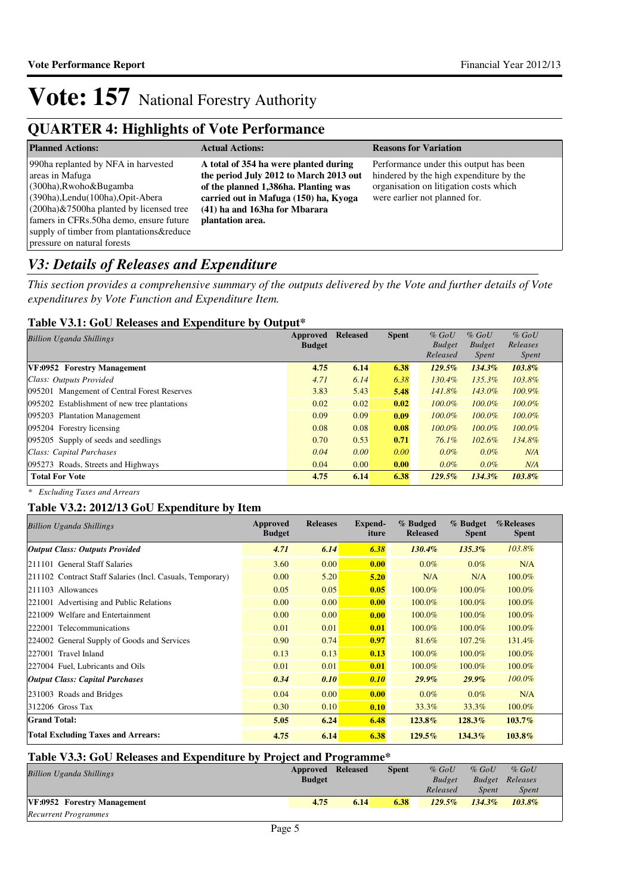# Vote: 157 National Forestry Authority

## QUARTER 4: Highlights of Vote Performance

| Planned Actions: | Actual Actions: | Reasons for Variation |
|---|---|---|
| 990ha replanted by NFA in harvested areas in Mafuga (300ha),Rwoho&Bugamba (390ha),Lendu(100ha),Opit-Abera (200ha)&7500ha planted by licensed tree famers in CFRs.50ha demo, ensure future supply of timber from plantations&reduce pressure on natural forests | **A total of 354 ha were planted during the period July 2012 to March 2013 out of the planned 1,386ha. Planting was carried out in Mafuga (150) ha, Kyoga (41) ha and 163ha for Mbarara plantation area.** | Performance under this output has been hindered by the high expenditure by the organisation on litigation costs which were earlier not planned for. |

## *V3: Details of Releases and Expenditure*

*This section provides a comprehensive summary of the outputs delivered by the Vote and further details of Vote expenditures by Vote Function and Expenditure Item.*

### Table V3.1: GoU Releases and Expenditure by Output*

| *Billion Uganda Shillings* | Approved Budget | Released | Spent | *% GoU Budget Released* | *% GoU Budget Spent* | *% GoU Releases Spent* |
|---|---|---|---|---|---|---|
| **VF:0952 Forestry Management** | **4.75** | **6.14** | **6.38** | ***129.5%*** | ***134.3%*** | ***103.8%*** |
| *Class: Outputs Provided* | *4.71* | *6.14* | *6.38* | *130.4%* | *135.3%* | *103.8%* |
| 095201 Mangement of Central Forest Reserves | 3.83 | 5.43 | **5.48** | *141.8%* | *143.0%* | *100.9%* |
| 095202 Establishment of new tree plantations | 0.02 | 0.02 | **0.02** | *100.0%* | *100.0%* | *100.0%* |
| 095203 Plantation Management | 0.09 | 0.09 | **0.09** | *100.0%* | *100.0%* | *100.0%* |
| 095204 Forestry licensing | 0.08 | 0.08 | **0.08** | *100.0%* | *100.0%* | *100.0%* |
| 095205 Supply of seeds and seedlings | 0.70 | 0.53 | **0.71** | *76.1%* | *102.6%* | *134.8%* |
| *Class: Capital Purchases* | *0.04* | *0.00* | *0.00* | *0.0%* | *0.0%* | *N/A* |
| 095273 Roads, Streets and Highways | 0.04 | 0.00 | **0.00** | *0.0%* | *0.0%* | *N/A* |
| **Total For Vote** | **4.75** | **6.14** | **6.38** | ***129.5%*** | ***134.3%*** | ***103.8%*** |

*\* Excluding Taxes and Arrears*

### Table V3.2: 2012/13 GoU Expenditure by Item

| *Billion Uganda Shillings* | Approved Budget | Releases | Expend-iture | % Budged Released | % Budget Spent | %Releases Spent |
|---|---|---|---|---|---|---|
| ***Output Class: Outputs Provided*** | ***4.71*** | ***6.14*** | ***6.38*** | ***130.4%*** | ***135.3%*** | *103.8%* |
| 211101 General Staff Salaries | 3.60 | 0.00 | **0.00** | 0.0% | 0.0% | N/A |
| 211102 Contract Staff Salaries (Incl. Casuals, Temporary) | 0.00 | 5.20 | **5.20** | N/A | N/A | 100.0% |
| 211103 Allowances | 0.05 | 0.05 | **0.05** | 100.0% | 100.0% | 100.0% |
| 221001 Advertising and Public Relations | 0.00 | 0.00 | **0.00** | 100.0% | 100.0% | 100.0% |
| 221009 Welfare and Entertainment | 0.00 | 0.00 | **0.00** | 100.0% | 100.0% | 100.0% |
| 222001 Telecommunications | 0.01 | 0.01 | **0.01** | 100.0% | 100.0% | 100.0% |
| 224002 General Supply of Goods and Services | 0.90 | 0.74 | **0.97** | 81.6% | 107.2% | 131.4% |
| 227001 Travel Inland | 0.13 | 0.13 | **0.13** | 100.0% | 100.0% | 100.0% |
| 227004 Fuel, Lubricants and Oils | 0.01 | 0.01 | **0.01** | 100.0% | 100.0% | 100.0% |
| ***Output Class: Capital Purchases*** | ***0.34*** | ***0.10*** | ***0.10*** | ***29.9%*** | ***29.9%*** | *100.0%* |
| 231003 Roads and Bridges | 0.04 | 0.00 | **0.00** | 0.0% | 0.0% | N/A |
| 312206 Gross Tax | 0.30 | 0.10 | **0.10** | 33.3% | 33.3% | 100.0% |
| **Grand Total:** | **5.05** | **6.24** | **6.48** | **123.8%** | **128.3%** | **103.7%** |
| **Total Excluding Taxes and Arrears:** | **4.75** | **6.14** | **6.38** | **129.5%** | **134.3%** | **103.8%** |

### Table V3.3: GoU Releases and Expenditure by Project and Programme*

| *Billion Uganda Shillings* | Approved Budget | Released | Spent | *% GoU Budget Released* | *% GoU Budget Spent* | *% GoU Releases Spent* |
|---|---|---|---|---|---|---|
| **VF:0952 Forestry Management** | **4.75** | **6.14** | **6.38** | ***129.5%*** | ***134.3%*** | ***103.8%*** |
| *Recurrent Programmes* | | | | | | |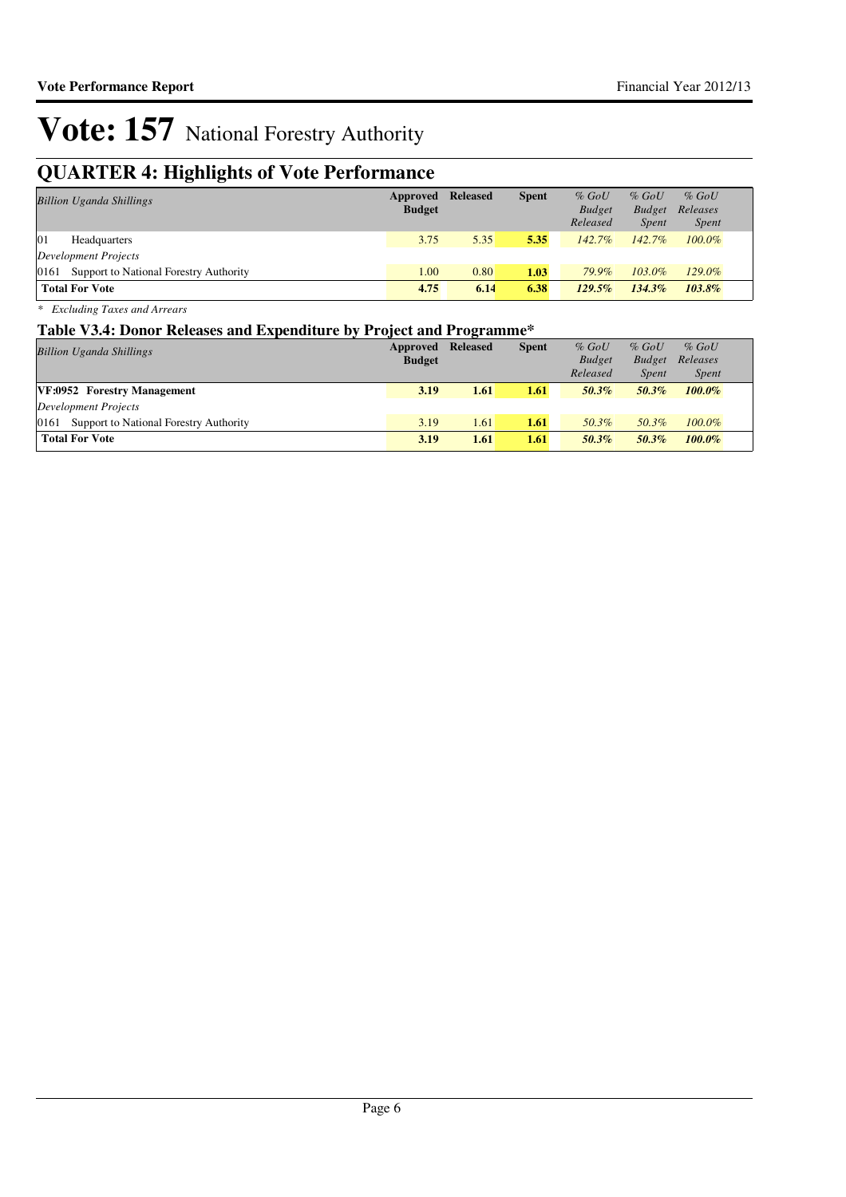# Vote: 157 National Forestry Authority

## QUARTER 4: Highlights of Vote Performance

| *Billion Uganda Shillings* | Approved Budget | Released | Spent | *% GoU Budget Released* | *% GoU Budget Spent* | *% GoU Releases Spent* |
|---|---|---|---|---|---|---|
| 01 Headquarters | 3.75 | 5.35 | **5.35** | *142.7%* | *142.7%* | *100.0%* |
| *Development Projects* | | | | | | |
| 0161 Support to National Forestry Authority | 1.00 | 0.80 | **1.03** | *79.9%* | *103.0%* | *129.0%* |
| **Total For Vote** | **4.75** | **6.14** | **6.38** | ***129.5%*** | ***134.3%*** | ***103.8%*** |

*\* Excluding Taxes and Arrears*

### Table V3.4: Donor Releases and Expenditure by Project and Programme*

| *Billion Uganda Shillings* | Approved Budget | Released | Spent | *% GoU Budget Released* | *% GoU Budget Spent* | *% GoU Releases Spent* |
|---|---|---|---|---|---|---|
| **VF:0952 Forestry Management** | **3.19** | **1.61** | **1.61** | ***50.3%*** | ***50.3%*** | ***100.0%*** |
| *Development Projects* | | | | | | |
| 0161 Support to National Forestry Authority | 3.19 | 1.61 | **1.61** | *50.3%* | *50.3%* | *100.0%* |
| **Total For Vote** | **3.19** | **1.61** | **1.61** | ***50.3%*** | ***50.3%*** | ***100.0%*** |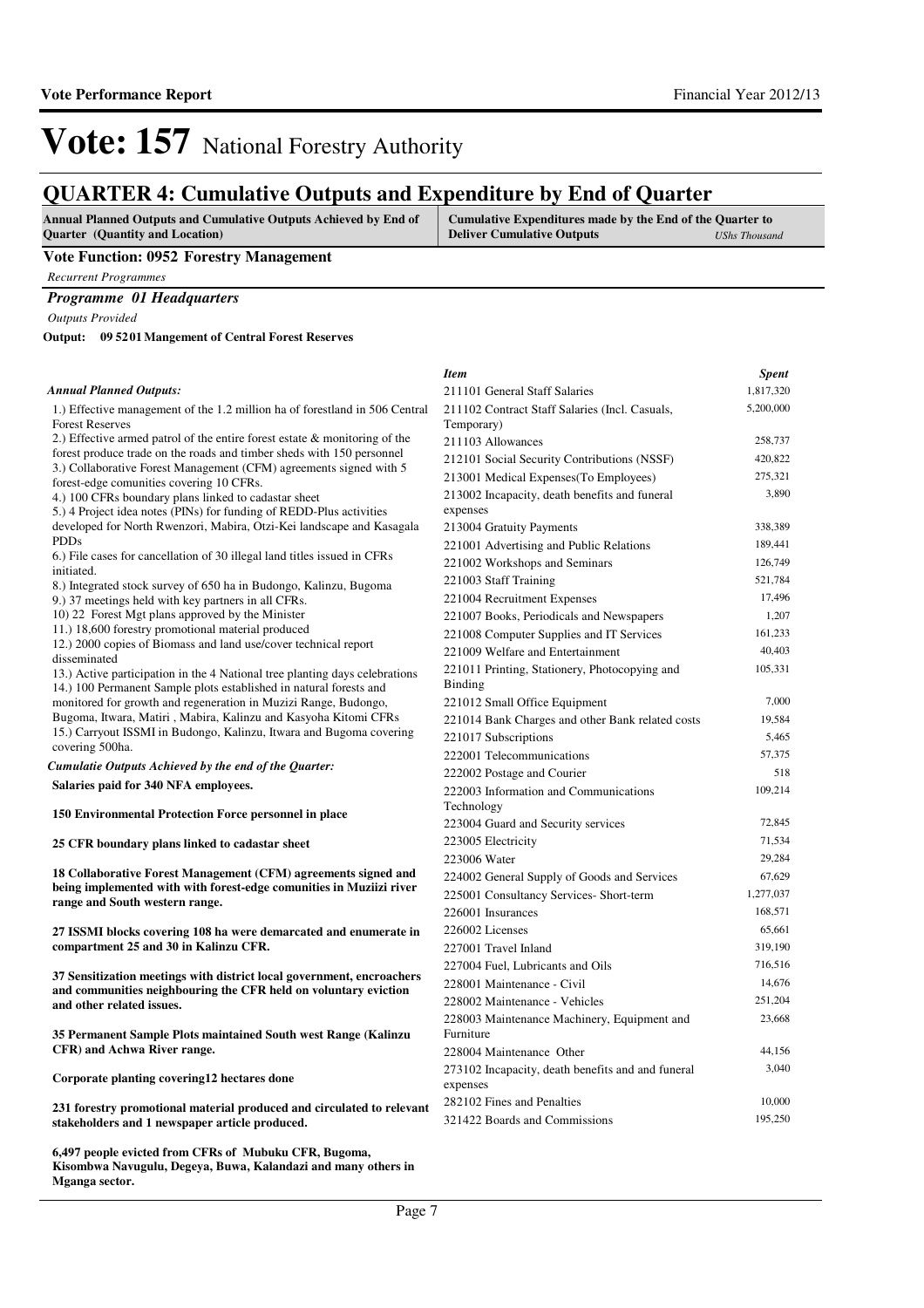# Vote: 157 National Forestry Authority

## QUARTER 4: Cumulative Outputs and Expenditure by End of Quarter

| Annual Planned Outputs and Cumulative Outputs Achieved by End of Quarter (Quantity and Location) | Cumulative Expenditures made by the End of the Quarter to Deliver Cumulative Outputs *UShs Thousand* |
|---|---|

**Vote Function: 0952 Forestry Management**

*Recurrent Programmes*

***Programme 01 Headquarters***

*Outputs Provided*

**Output: 09 5201 Mangement of Central Forest Reserves**

*Annual Planned Outputs:*

1.) Effective management of the 1.2 million ha of forestland in 506 Central Forest Reserves
2.) Effective armed patrol of the entire forest estate & monitoring of the forest produce trade on the roads and timber sheds with 150 personnel
3.) Collaborative Forest Management (CFM) agreements signed with 5 forest-edge comunities covering 10 CFRs.
4.) 100 CFRs boundary plans linked to cadastar sheet
5.) 4 Project idea notes (PINs) for funding of REDD-Plus activities developed for North Rwenzori, Mabira, Otzi-Kei landscape and Kasagala PDDs
6.) File cases for cancellation of 30 illegal land titles issued in CFRs initiated.
8.) Integrated stock survey of 650 ha in Budongo, Kalinzu, Bugoma
9.) 37 meetings held with key partners in all CFRs.
10) 22 Forest Mgt plans approved by the Minister
11.) 18,600 forestry promotional material produced
12.) 2000 copies of Biomass and land use/cover technical report disseminated
13.) Active participation in the 4 National tree planting days celebrations
14.) 100 Permanent Sample plots established in natural forests and monitored for growth and regeneration in Muzizi Range, Budongo, Bugoma, Itwara, Matiri , Mabira, Kalinzu and Kasyoha Kitomi CFRs
15.) Carryout ISSMI in Budongo, Kalinzu, Itwara and Bugoma covering covering 500ha.

*Cumulatie Outputs Achieved by the end of the Quarter:*

**Salaries paid for 340 NFA employees.**

**150 Environmental Protection Force personnel in place**

**25 CFR boundary plans linked to cadastar sheet**

**18 Collaborative Forest Management (CFM) agreements signed and being implemented with with forest-edge comunities in Muziizi river range and South western range.**

**27 ISSMI blocks covering 108 ha were demarcated and enumerate in compartment 25 and 30 in Kalinzu CFR.**

**37 Sensitization meetings with district local government, encroachers and communities neighbouring the CFR held on voluntary eviction and other related issues.**

**35 Permanent Sample Plots maintained South west Range (Kalinzu CFR) and Achwa River range.**

**Corporate planting covering12 hectares done**

**231 forestry promotional material produced and circulated to relevant stakeholders and 1 newspaper article produced.**

**6,497 people evicted from CFRs of Mubuku CFR, Bugoma, Kisombwa Navugulu, Degeya, Buwa, Kalandazi and many others in Mganga sector.**

| *Item* | *Spent* |
|---|---|
| 211101 General Staff Salaries | 1,817,320 |
| 211102 Contract Staff Salaries (Incl. Casuals, Temporary) | 5,200,000 |
| 211103 Allowances | 258,737 |
| 212101 Social Security Contributions (NSSF) | 420,822 |
| 213001 Medical Expenses(To Employees) | 275,321 |
| 213002 Incapacity, death benefits and funeral expenses | 3,890 |
| 213004 Gratuity Payments | 338,389 |
| 221001 Advertising and Public Relations | 189,441 |
| 221002 Workshops and Seminars | 126,749 |
| 221003 Staff Training | 521,784 |
| 221004 Recruitment Expenses | 17,496 |
| 221007 Books, Periodicals and Newspapers | 1,207 |
| 221008 Computer Supplies and IT Services | 161,233 |
| 221009 Welfare and Entertainment | 40,403 |
| 221011 Printing, Stationery, Photocopying and Binding | 105,331 |
| 221012 Small Office Equipment | 7,000 |
| 221014 Bank Charges and other Bank related costs | 19,584 |
| 221017 Subscriptions | 5,465 |
| 222001 Telecommunications | 57,375 |
| 222002 Postage and Courier | 518 |
| 222003 Information and Communications Technology | 109,214 |
| 223004 Guard and Security services | 72,845 |
| 223005 Electricity | 71,534 |
| 223006 Water | 29,284 |
| 224002 General Supply of Goods and Services | 67,629 |
| 225001 Consultancy Services- Short-term | 1,277,037 |
| 226001 Insurances | 168,571 |
| 226002 Licenses | 65,661 |
| 227001 Travel Inland | 319,190 |
| 227004 Fuel, Lubricants and Oils | 716,516 |
| 228001 Maintenance - Civil | 14,676 |
| 228002 Maintenance - Vehicles | 251,204 |
| 228003 Maintenance Machinery, Equipment and Furniture | 23,668 |
| 228004 Maintenance Other | 44,156 |
| 273102 Incapacity, death benefits and funeral expenses | 3,040 |
| 282102 Fines and Penalties | 10,000 |
| 321422 Boards and Commissions | 195,250 |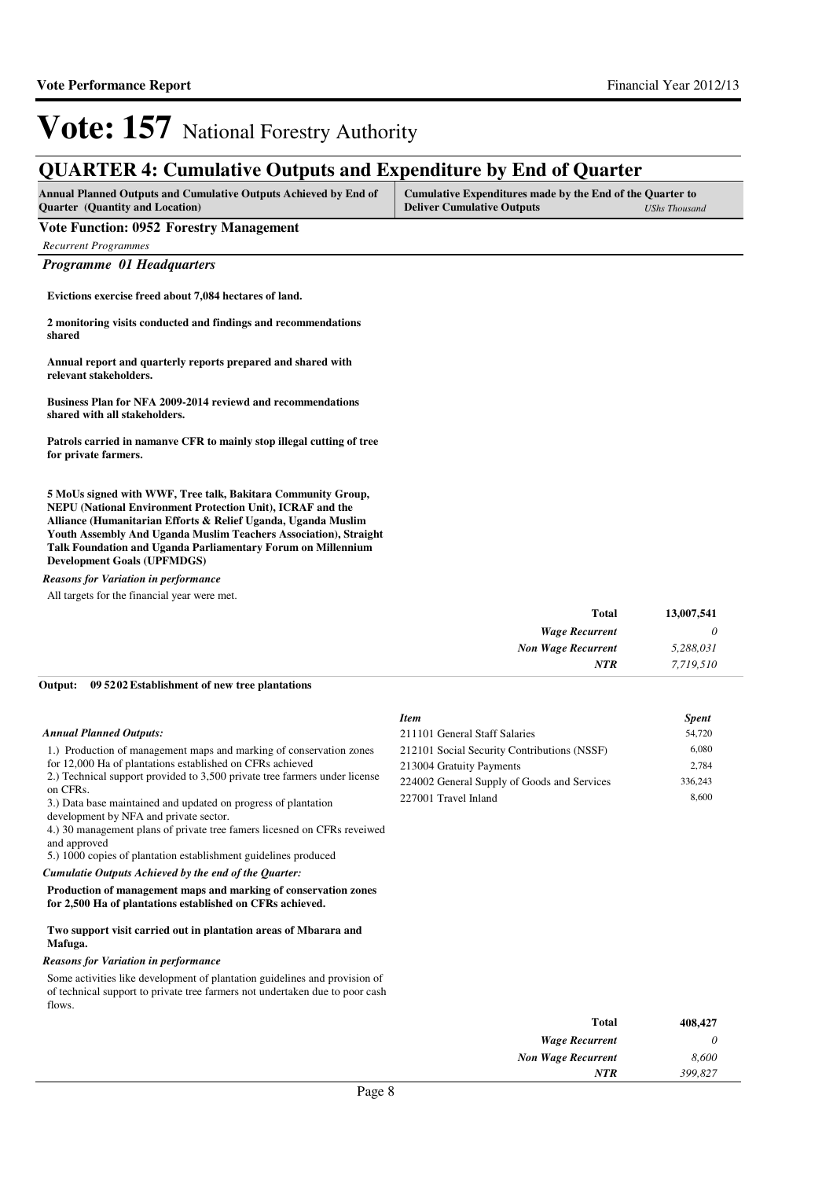# Vote: 157 National Forestry Authority

## QUARTER 4: Cumulative Outputs and Expenditure by End of Quarter

| Annual Planned Outputs and Cumulative Outputs Achieved by End of Quarter (Quantity and Location) | Cumulative Expenditures made by the End of the Quarter to Deliver Cumulative Outputs *UShs Thousand* |
|---|---|

### Vote Function: 0952 Forestry Management

*Recurrent Programmes*

#### *Programme 01 Headquarters*

**Evictions exercise freed about 7,084 hectares of land.**

**2 monitoring visits conducted and findings and recommendations shared**

**Annual report and quarterly reports prepared and shared with relevant stakeholders.**

**Business Plan for NFA 2009-2014 reviewd and recommendations shared with all stakeholders.**

**Patrols carried in namanve CFR to mainly stop illegal cutting of tree for private farmers.**

**5 MoUs signed with WWF, Tree talk, Bakitara Community Group, NEPU (National Environment Protection Unit), ICRAF and the Alliance (Humanitarian Efforts & Relief Uganda, Uganda Muslim Youth Assembly And Uganda Muslim Teachers Association), Straight Talk Foundation and Uganda Parliamentary Forum on Millennium Development Goals (UPFMDGS)**

*Reasons for Variation in performance*

All targets for the financial year were met.

| | |
|---|---|
| **Total** | **13,007,541** |
| *Wage Recurrent* | *0* |
| *Non Wage Recurrent* | *5,288,031* |
| *NTR* | *7,719,510* |

**Output: 09 5202 Establishment of new tree plantations**

*Annual Planned Outputs:*

1.) Production of management maps and marking of conservation zones for 12,000 Ha of plantations established on CFRs achieved
2.) Technical support provided to 3,500 private tree farmers under license on CFRs.
3.) Data base maintained and updated on progress of plantation development by NFA and private sector.
4.) 30 management plans of private tree famers licesned on CFRs reveiwed and approved
5.) 1000 copies of plantation establishment guidelines produced

| *Item* | *Spent* |
|---|---|
| 211101 General Staff Salaries | 54,720 |
| 212101 Social Security Contributions (NSSF) | 6,080 |
| 213004 Gratuity Payments | 2,784 |
| 224002 General Supply of Goods and Services | 336,243 |
| 227001 Travel Inland | 8,600 |

*Cumulatie Outputs Achieved by the end of the Quarter:*

**Production of management maps and marking of conservation zones for 2,500 Ha of plantations established on CFRs achieved.**

**Two support visit carried out in plantation areas of Mbarara and Mafuga.**

*Reasons for Variation in performance*

Some activities like development of plantation guidelines and provision of technical support to private tree farmers not undertaken due to poor cash flows.

| | |
|---|---|
| **Total** | **408,427** |
| *Wage Recurrent* | *0* |
| *Non Wage Recurrent* | *8,600* |
| *NTR* | *399,827* |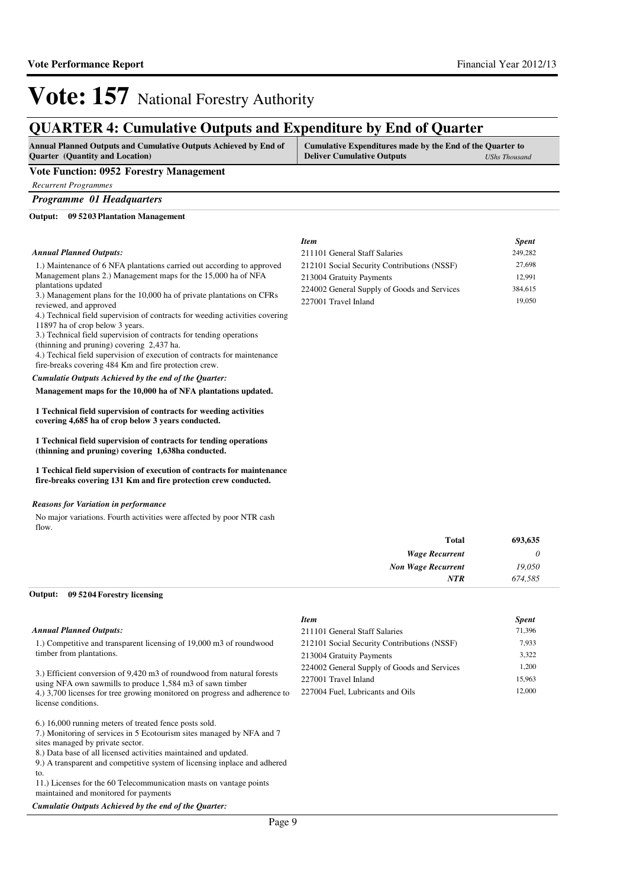# Vote: 157 National Forestry Authority

## QUARTER 4: Cumulative Outputs and Expenditure by End of Quarter

| Annual Planned Outputs and Cumulative Outputs Achieved by End of Quarter (Quantity and Location) | Cumulative Expenditures made by the End of the Quarter to Deliver Cumulative Outputs *UShs Thousand* |
|---|---|

### Vote Function: 0952 Forestry Management

*Recurrent Programmes*

#### *Programme 01 Headquarters*

**Output: 09 5203 Plantation Management**

*Annual Planned Outputs:*

1.) Maintenance of 6 NFA plantations carried out according to approved Management plans 2.) Management maps for the 15,000 ha of NFA plantations updated
3.) Management plans for the 10,000 ha of private plantations on CFRs reviewed, and approved
4.) Technical field supervision of contracts for weeding activities covering 11897 ha of crop below 3 years.
3.) Technical field supervision of contracts for tending operations (thinning and pruning) covering 2,437 ha.
4.) Techical field supervision of execution of contracts for maintenance fire-breaks covering 484 Km and fire protection crew.

*Cumulatie Outputs Achieved by the end of the Quarter:*

**Management maps for the 10,000 ha of NFA plantations updated.**

**1 Technical field supervision of contracts for weeding activities covering 4,685 ha of crop below 3 years conducted.**

**1 Technical field supervision of contracts for tending operations (thinning and pruning) covering 1,638ha conducted.**

**1 Techical field supervision of execution of contracts for maintenance fire-breaks covering 131 Km and fire protection crew conducted.**

*Reasons for Variation in performance*

No major variations. Fourth activities were affected by poor NTR cash flow.

| *Item* | *Spent* |
|---|---|
| 211101 General Staff Salaries | 249,282 |
| 212101 Social Security Contributions (NSSF) | 27,698 |
| 213004 Gratuity Payments | 12,991 |
| 224002 General Supply of Goods and Services | 384,615 |
| 227001 Travel Inland | 19,050 |

| | |
|---|---|
| **Total** | **693,635** |
| *Wage Recurrent* | *0* |
| *Non Wage Recurrent* | *19,050* |
| *NTR* | *674,585* |

**Output: 09 5204 Forestry licensing**

*Annual Planned Outputs:*

1.) Competitive and transparent licensing of 19,000 m3 of roundwood timber from plantations.

3.) Efficient conversion of 9,420 m3 of roundwood from natural forests using NFA own sawmills to produce 1,584 m3 of sawn timber
4.) 3,700 licenses for tree growing monitored on progress and adherence to license conditions.

6.) 16,000 running meters of treated fence posts sold.
7.) Monitoring of services in 5 Ecotourism sites managed by NFA and 7 sites managed by private sector.
8.) Data base of all licensed activities maintained and updated.
9.) A transparent and competitive system of licensing inplace and adhered to.
11.) Licenses for the 60 Telecommunication masts on vantage points maintained and monitored for payments

*Cumulatie Outputs Achieved by the end of the Quarter:*

| *Item* | *Spent* |
|---|---|
| 211101 General Staff Salaries | 71,396 |
| 212101 Social Security Contributions (NSSF) | 7,933 |
| 213004 Gratuity Payments | 3,322 |
| 224002 General Supply of Goods and Services | 1,200 |
| 227001 Travel Inland | 15,963 |
| 227004 Fuel, Lubricants and Oils | 12,000 |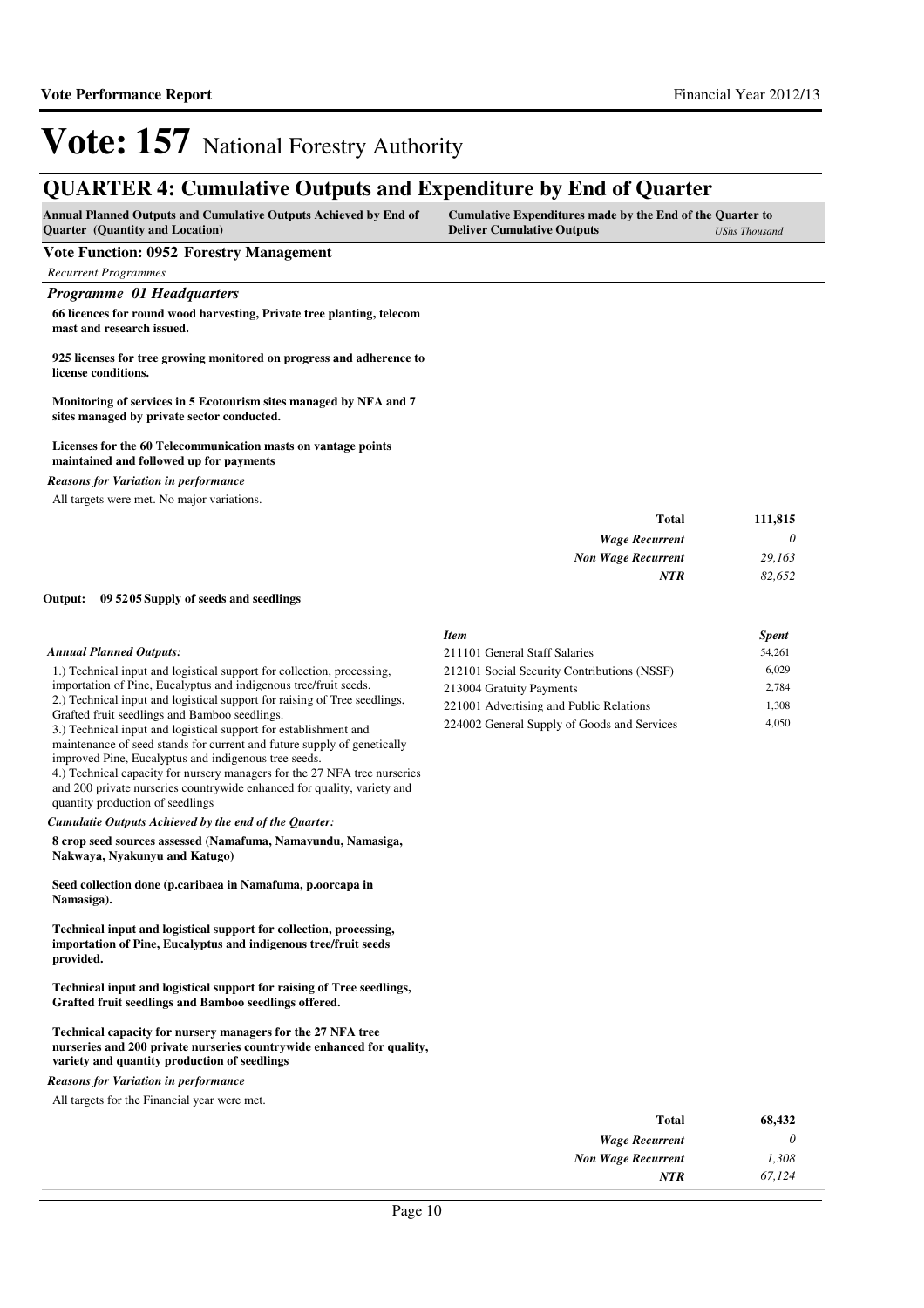# Vote: 157 National Forestry Authority

## QUARTER 4: Cumulative Outputs and Expenditure by End of Quarter

| Annual Planned Outputs and Cumulative Outputs Achieved by End of Quarter (Quantity and Location) | Cumulative Expenditures made by the End of the Quarter to Deliver Cumulative Outputs *UShs Thousand* |
|---|---|

### Vote Function: 0952 Forestry Management

*Recurrent Programmes*

#### *Programme 01 Headquarters*

**66 licences for round wood harvesting, Private tree planting, telecom mast and research issued.**

**925 licenses for tree growing monitored on progress and adherence to license conditions.**

**Monitoring of services in 5 Ecotourism sites managed by NFA and 7 sites managed by private sector conducted.**

**Licenses for the 60 Telecommunication masts on vantage points maintained and followed up for payments**

*Reasons for Variation in performance*

All targets were met. No major variations.

| | |
|---|---|
| **Total** | **111,815** |
| *Wage Recurrent* | *0* |
| *Non Wage Recurrent* | *29,163* |
| *NTR* | *82,652* |

**Output: 09 5205 Supply of seeds and seedlings**

*Annual Planned Outputs:*

1.) Technical input and logistical support for collection, processing, importation of Pine, Eucalyptus and indigenous tree/fruit seeds.
2.) Technical input and logistical support for raising of Tree seedlings, Grafted fruit seedlings and Bamboo seedlings.
3.) Technical input and logistical support for establishment and maintenance of seed stands for current and future supply of genetically improved Pine, Eucalyptus and indigenous tree seeds.
4.) Technical capacity for nursery managers for the 27 NFA tree nurseries and 200 private nurseries countrywide enhanced for quality, variety and quantity production of seedlings

| *Item* | *Spent* |
|---|---|
| 211101 General Staff Salaries | 54,261 |
| 212101 Social Security Contributions (NSSF) | 6,029 |
| 213004 Gratuity Payments | 2,784 |
| 221001 Advertising and Public Relations | 1,308 |
| 224002 General Supply of Goods and Services | 4,050 |

*Cumulatie Outputs Achieved by the end of the Quarter:*

**8 crop seed sources assessed (Namafuma, Namavundu, Namasiga, Nakwaya, Nyakunyu and Katugo)**

**Seed collection done (p.caribaea in Namafuma, p.oorcapa in Namasiga).**

**Technical input and logistical support for collection, processing, importation of Pine, Eucalyptus and indigenous tree/fruit seeds provided.**

**Technical input and logistical support for raising of Tree seedlings, Grafted fruit seedlings and Bamboo seedlings offered.**

**Technical capacity for nursery managers for the 27 NFA tree nurseries and 200 private nurseries countrywide enhanced for quality, variety and quantity production of seedlings**

*Reasons for Variation in performance*

All targets for the Financial year were met.

| | |
|---|---|
| **Total** | **68,432** |
| *Wage Recurrent* | *0* |
| *Non Wage Recurrent* | *1,308* |
| *NTR* | *67,124* |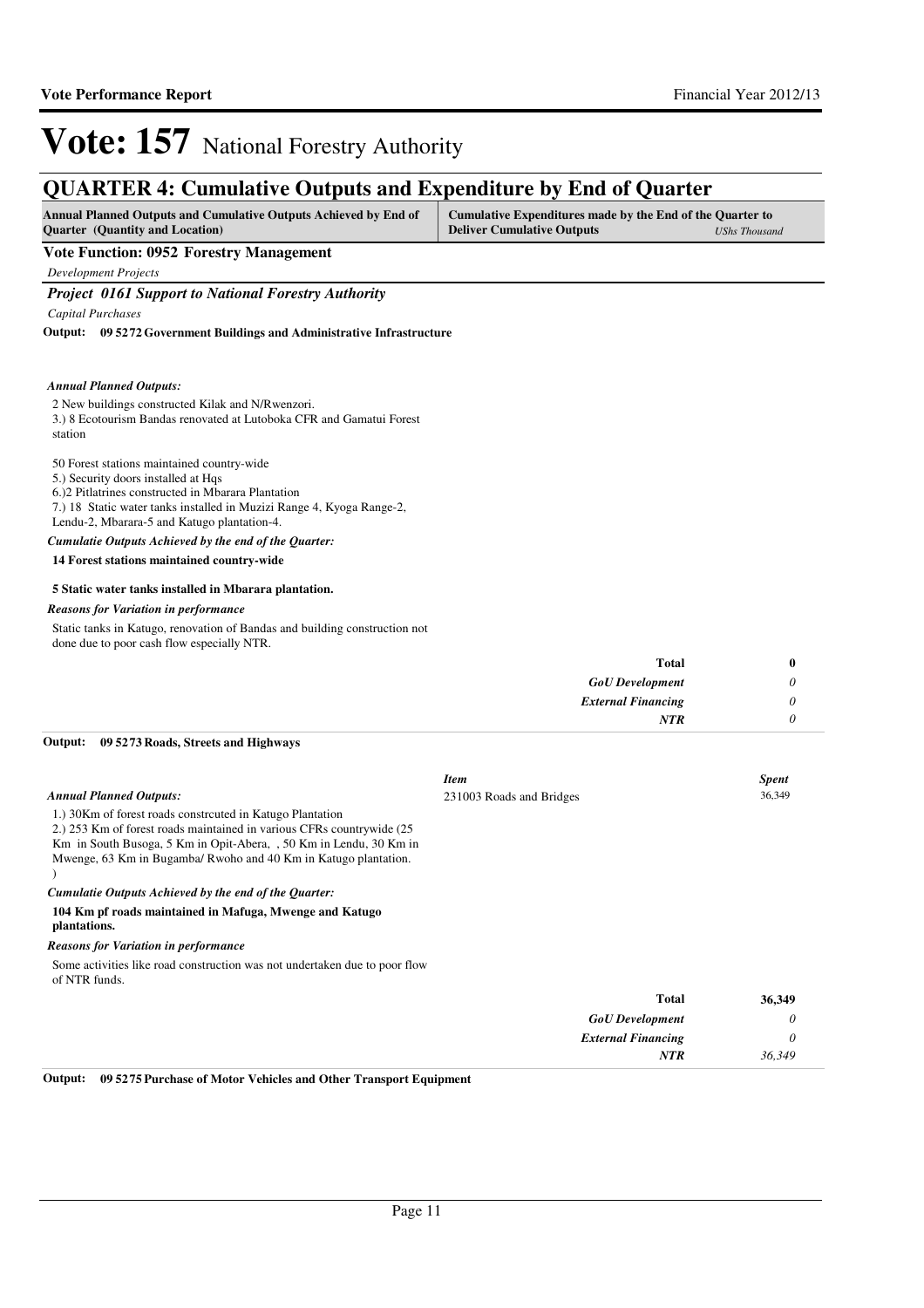# Vote: 157 National Forestry Authority

## QUARTER 4: Cumulative Outputs and Expenditure by End of Quarter

| Annual Planned Outputs and Cumulative Outputs Achieved by End of Quarter (Quantity and Location) | Cumulative Expenditures made by the End of the Quarter to Deliver Cumulative Outputs | USh Thousand |
|---|---|---|

### Vote Function: 0952 Forestry Management

*Development Projects*

### *Project 0161 Support to National Forestry Authority*

*Capital Purchases*

**Output: 09 5272 Government Buildings and Administrative Infrastructure**

*Annual Planned Outputs:*

2 New buildings constructed Kilak and N/Rwenzori.
3.) 8 Ecotourism Bandas renovated at Lutoboka CFR and Gamatui Forest station

50 Forest stations maintained country-wide
5.) Security doors installed at Hqs
6.)2 Pitlatrines constructed in Mbarara Plantation
7.) 18 Static water tanks installed in Muzizi Range 4, Kyoga Range-2, Lendu-2, Mbarara-5 and Katugo plantation-4.

*Cumulatie Outputs Achieved by the end of the Quarter:*

**14 Forest stations maintained country-wide**

**5 Static water tanks installed in Mbarara plantation.**

*Reasons for Variation in performance*

Static tanks in Katugo, renovation of Bandas and building construction not done due to poor cash flow especially NTR.

| | |
|---|---|
| **Total** | **0** |
| *GoU Development* | *0* |
| *External Financing* | *0* |
| *NTR* | *0* |

**Output: 09 5273 Roads, Streets and Highways**

*Annual Planned Outputs:*

1.) 30Km of forest roads constrcuted in Katugo Plantation
2.) 253 Km of forest roads maintained in various CFRs countrywide (25 Km in South Busoga, 5 Km in Opit-Abera, , 50 Km in Lendu, 30 Km in Mwenge, 63 Km in Bugamba/ Rwoho and 40 Km in Katugo plantation.
)

| *Item* | *Spent* |
|---|---|
| 231003 Roads and Bridges | 36,349 |

*Cumulatie Outputs Achieved by the end of the Quarter:*

**104 Km pf roads maintained in Mafuga, Mwenge and Katugo plantations.**

*Reasons for Variation in performance*

Some activities like road construction was not undertaken due to poor flow of NTR funds.

| | |
|---|---|
| **Total** | **36,349** |
| *GoU Development* | *0* |
| *External Financing* | *0* |
| *NTR* | *36,349* |

**Output: 09 5275 Purchase of Motor Vehicles and Other Transport Equipment**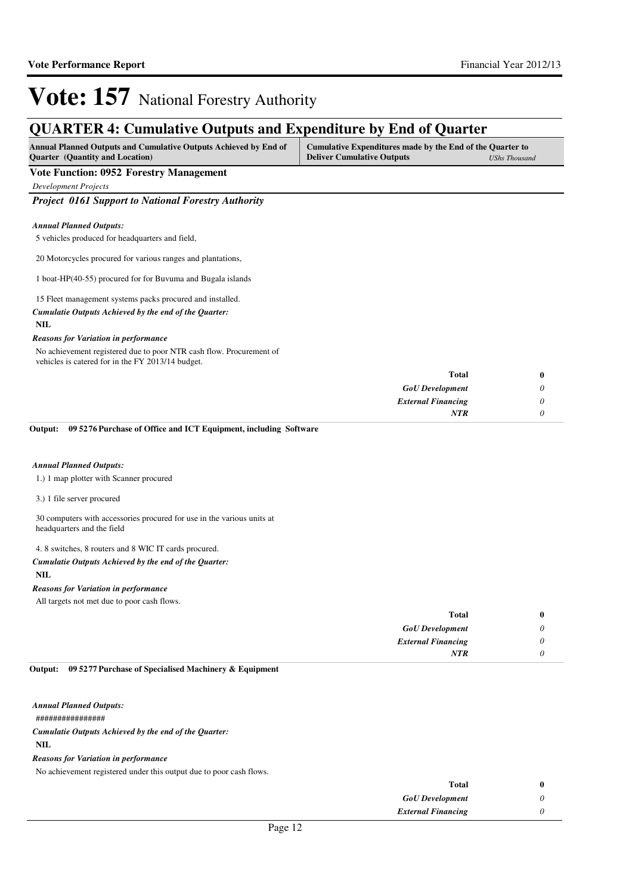# Vote: 157 National Forestry Authority

## QUARTER 4: Cumulative Outputs and Expenditure by End of Quarter

| Annual Planned Outputs and Cumulative Outputs Achieved by End of Quarter (Quantity and Location) | Cumulative Expenditures made by the End of the Quarter to Deliver Cumulative Outputs | *UShs Thousand* |
|---|---|---|

**Vote Function: 0952 Forestry Management**

*Development Projects*

***Project 0161 Support to National Forestry Authority***

***Annual Planned Outputs:***

5 vehicles produced for headquarters and field,

20 Motorcycles procured for various ranges and plantations,

1 boat-HP(40-55) procured for for Buvuma and Bugala islands

15 Fleet management systems packs procured and installed.

***Cumulatie Outputs Achieved by the end of the Quarter:***

**NIL**

***Reasons for Variation in performance***

No achievement registered due to poor NTR cash flow. Procurement of vehicles is catered for in the FY 2013/14 budget.

| | |
|---|---|
| **Total** | **0** |
| ***GoU Development*** | *0* |
| ***External Financing*** | *0* |
| ***NTR*** | *0* |

**Output: 09 5276 Purchase of Office and ICT Equipment, including Software**

***Annual Planned Outputs:***

1.) 1 map plotter with Scanner procured

3.) 1 file server procured

30 computers with accessories procured for use in the various units at headquarters and the field

4. 8 switches, 8 routers and 8 WIC IT cards procured.

***Cumulatie Outputs Achieved by the end of the Quarter:***

**NIL**

***Reasons for Variation in performance***

All targets not met due to poor cash flows.

| | |
|---|---|
| **Total** | **0** |
| ***GoU Development*** | *0* |
| ***External Financing*** | *0* |
| ***NTR*** | *0* |

**Output: 09 5277 Purchase of Specialised Machinery & Equipment**

***Annual Planned Outputs:***

################

***Cumulatie Outputs Achieved by the end of the Quarter:***

**NIL**

***Reasons for Variation in performance***

No achievement registered under this output due to poor cash flows.

| | |
|---|---|
| **Total** | **0** |
| ***GoU Development*** | *0* |
| ***External Financing*** | *0* |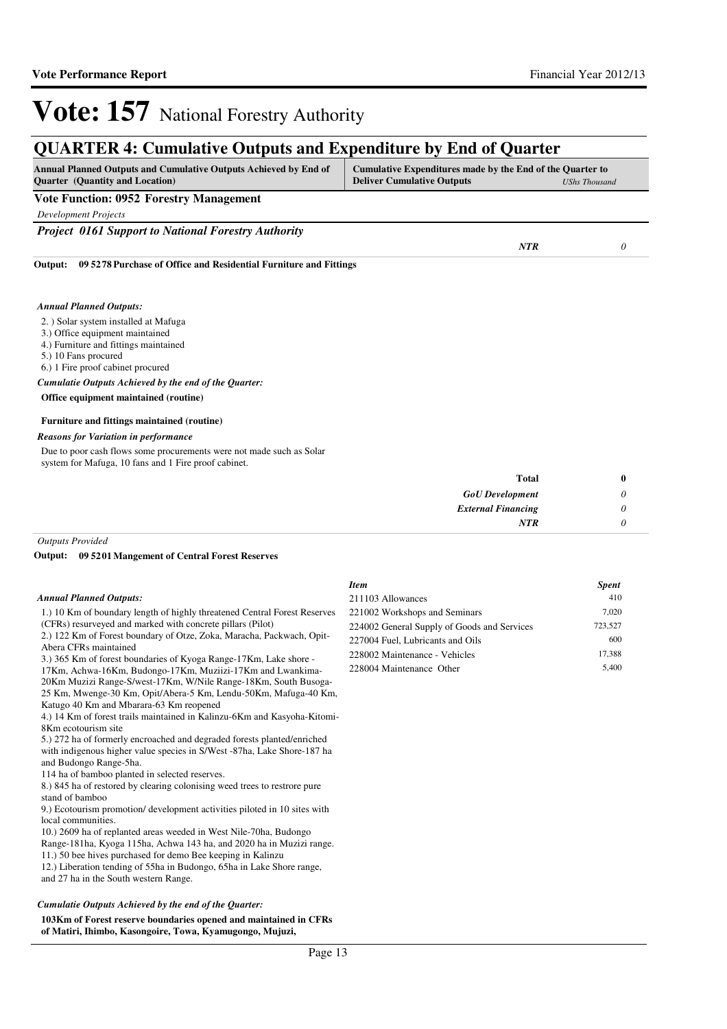# Vote: 157 National Forestry Authority

## QUARTER 4: Cumulative Outputs and Expenditure by End of Quarter

| Annual Planned Outputs and Cumulative Outputs Achieved by End of Quarter (Quantity and Location) | Cumulative Expenditures made by the End of the Quarter to Deliver Cumulative Outputs | *UShs Thousand* |
|---|---|---|

**Vote Function: 0952 Forestry Management**

*Development Projects*

***Project 0161 Support to National Forestry Authority***

| | |
|---|---|
| ***NTR*** | *0* |

**Output: 09 5278 Purchase of Office and Residential Furniture and Fittings**

***Annual Planned Outputs:***

2. ) Solar system installed at Mafuga
3.) Office equipment maintained
4.) Furniture and fittings maintained
5.) 10 Fans procured
6.) 1 Fire proof cabinet procured

***Cumulatie Outputs Achieved by the end of the Quarter:***

**Office equipment maintained (routine)**

**Furniture and fittings maintained (routine)**

***Reasons for Variation in performance***

Due to poor cash flows some procurements were not made such as Solar system for Mafuga, 10 fans and 1 Fire proof cabinet.

| | |
|---|---|
| **Total** | **0** |
| ***GoU Development*** | *0* |
| ***External Financing*** | *0* |
| ***NTR*** | *0* |

*Outputs Provided*

**Output: 09 5201 Mangement of Central Forest Reserves**

***Annual Planned Outputs:***

1.) 10 Km of boundary length of highly threatened Central Forest Reserves (CFRs) resurveyed and marked with concrete pillars (Pilot)
2.) 122 Km of Forest boundary of Otze, Zoka, Maracha, Packwach, Opit-Abera CFRs maintained
3.) 365 Km of forest boundaries of Kyoga Range-17Km, Lake shore - 17Km, Achwa-16Km, Budongo-17Km, Muziizi-17Km and Lwankima-20Km Muzizi Range-S/west-17Km, W/Nile Range-18Km, South Busoga-25 Km, Mwenge-30 Km, Opit/Abera-5 Km, Lendu-50Km, Mafuga-40 Km, Katugo 40 Km and Mbarara-63 Km reopened
4.) 14 Km of forest trails maintained in Kalinzu-6Km and Kasyoha-Kitomi-8Km ecotourism site
5.) 272 ha of formerly encroached and degraded forests planted/enriched with indigenous higher value species in S/West -87ha, Lake Shore-187 ha and Budongo Range-5ha.
114 ha of bamboo planted in selected reserves.
8.) 845 ha of restored by clearing colonising weed trees to restrore pure stand of bamboo
9.) Ecotourism promotion/ development activities piloted in 10 sites with local communities.
10.) 2609 ha of replanted areas weeded in West Nile-70ha, Budongo Range-181ha, Kyoga 115ha, Achwa 143 ha, and 2020 ha in Muzizi range.
11.) 50 bee hives purchased for demo Bee keeping in Kalinzu
12.) Liberation tending of 55ha in Budongo, 65ha in Lake Shore range, and 27 ha in the South western Range.

| *Item* | *Spent* |
|---|---|
| 211103 Allowances | 410 |
| 221002 Workshops and Seminars | 7,020 |
| 224002 General Supply of Goods and Services | 723,527 |
| 227004 Fuel, Lubricants and Oils | 600 |
| 228002 Maintenance - Vehicles | 17,388 |
| 228004 Maintenance Other | 5,400 |

***Cumulatie Outputs Achieved by the end of the Quarter:***

**103Km of Forest reserve boundaries opened and maintained in CFRs of Matiri, Ihimbo, Kasongoire, Towa, Kyamugongo, Mujuzi,**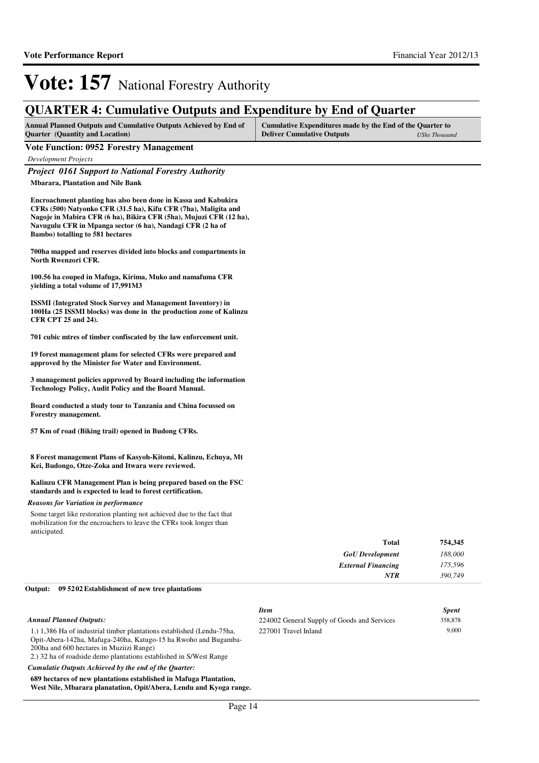# Vote: 157 National Forestry Authority

## QUARTER 4: Cumulative Outputs and Expenditure by End of Quarter

| Annual Planned Outputs and Cumulative Outputs Achieved by End of Quarter (Quantity and Location) | Cumulative Expenditures made by the End of the Quarter to Deliver Cumulative Outputs *UShs Thousand* |
|---|---|

**Vote Function: 0952 Forestry Management**

*Development Projects*

***Project 0161 Support to National Forestry Authority***

**Mbarara, Plantation and Nile Bank**

**Encroachment planting has also been done in Kassa and Kabukira CFRs (500) Natyonko CFR (31.5 ha), Kifu CFR (7ha), Maligita and Nagoje in Mabira CFR (6 ha), Bikira CFR (5ha), Mujuzi CFR (12 ha), Navugulu CFR in Mpanga sector (6 ha), Nandagi CFR (2 ha of Bambo) totalling to 581 hectares**

**700ha mapped and reserves divided into blocks and compartments in North Rwenzori CFR.**

**100.56 ha couped in Mafuga, Kirima, Muko and namafuma CFR yielding a total volume of 17,991M3**

**ISSMI (Integrated Stock Survey and Management Inventory) in 100Ha (25 ISSMI blocks) was done in the production zone of Kalinzu CFR CPT 25 and 24).**

**701 cubic mtres of timber confiscated by the law enforcement unit.**

**19 forest management plans for selected CFRs were prepared and approved by the Minister for Water and Environment.**

**3 management policies approved by Board including the information Technology Policy, Audit Policy and the Board Manual.**

**Board conducted a study tour to Tanzania and China focussed on Forestry management.**

**57 Km of road (Biking trail) opened in Budong CFRs.**

**8 Forest management Plans of Kasyoh-Kitomi, Kalinzu, Echuya, Mt Kei, Budongo, Otze-Zoka and Itwara were reviewed.**

**Kalinzu CFR Management Plan is being prepared based on the FSC standards and is expected to lead to forest certification.**

*Reasons for Variation in performance*

Some target like restoration planting not achieved due to the fact that mobilization for the encroachers to leave the CFRs took longer than anticipated.

| | |
|---|---|
| **Total** | **754,345** |
| *GoU Development* | *188,000* |
| *External Financing* | *175,596* |
| *NTR* | *390,749* |

**Output: 09 5202 Establishment of new tree plantations**

*Annual Planned Outputs:*

1.) 1,386 Ha of industrial timber plantations established (Lendu-75ha, Opit-Abera-142ha, Mafuga-240ha, Katugo-15 ha Rwoho and Bugamba-200ha and 600 hectares in Muziizi Range)
2.) 32 ha of roadside demo plantations established in S/West Range

*Cumulatie Outputs Achieved by the end of the Quarter:*

**689 hectares of new plantations established in Mafuga Plantation, West Nile, Mbarara planatation, Opit/Abera, Lendu and Kyoga range.**

| *Item* | *Spent* |
|---|---|
| 224002 General Supply of Goods and Services | 358,878 |
| 227001 Travel Inland | 9,000 |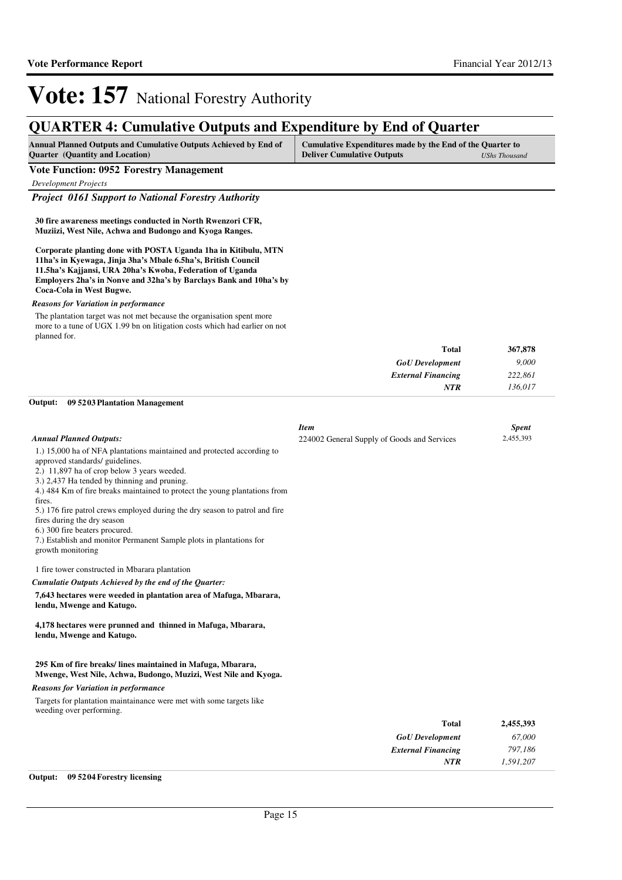# Vote: 157 National Forestry Authority

## QUARTER 4: Cumulative Outputs and Expenditure by End of Quarter

| Annual Planned Outputs and Cumulative Outputs Achieved by End of Quarter (Quantity and Location) | Cumulative Expenditures made by the End of the Quarter to Deliver Cumulative Outputs | *UShs Thousand* |
|---|---|---|

### Vote Function: 0952 Forestry Management

*Development Projects*

#### *Project 0161 Support to National Forestry Authority*

**30 fire awareness meetings conducted in North Rwenzori CFR, Muziizi, West Nile, Achwa and Budongo and Kyoga Ranges.**

**Corporate planting done with POSTA Uganda 1ha in Kitibulu, MTN 11ha's in Kyewaga, Jinja 3ha's Mbale 6.5ha's, British Council 11.5ha's Kajjansi, URA 20ha's Kwoba, Federation of Uganda Employers 2ha's in Nonve and 32ha's by Barclays Bank and 10ha's by Coca-Cola in West Bugwe.**

*Reasons for Variation in performance*

The plantation target was not met because the organisation spent more more to a tune of UGX 1.99 bn on litigation costs which had earlier on not planned for.

| | |
|---|---|
| **Total** | **367,878** |
| *GoU Development* | *9,000* |
| *External Financing* | *222,861* |
| *NTR* | *136,017* |

**Output: 09 5203 Plantation Management**

*Annual Planned Outputs:*

1.) 15,000 ha of NFA plantations maintained and protected according to approved standards/ guidelines.
2.) 11,897 ha of crop below 3 years weeded.
3.) 2,437 Ha tended by thinning and pruning.
4.) 484 Km of fire breaks maintained to protect the young plantations from fires.
5.) 176 fire patrol crews employed during the dry season to patrol and fire fires during the dry season
6.) 300 fire beaters procured.
7.) Establish and monitor Permanent Sample plots in plantations for growth monitoring

1 fire tower constructed in Mbarara plantation

| *Item* | *Spent* |
|---|---|
| 224002 General Supply of Goods and Services | 2,455,393 |

*Cumulatie Outputs Achieved by the end of the Quarter:*

**7,643 hectares were weeded in plantation area of Mafuga, Mbarara, lendu, Mwenge and Katugo.**

**4,178 hectares were prunned and thinned in Mafuga, Mbarara, lendu, Mwenge and Katugo.**

**295 Km of fire breaks/ lines maintained in Mafuga, Mbarara, Mwenge, West Nile, Achwa, Budongo, Muzizi, West Nile and Kyoga.**

*Reasons for Variation in performance*

Targets for plantation maintainance were met with some targets like weeding over performing.

| | |
|---|---|
| **Total** | **2,455,393** |
| *GoU Development* | *67,000* |
| *External Financing* | *797,186* |
| *NTR* | *1,591,207* |

**Output: 09 5204 Forestry licensing**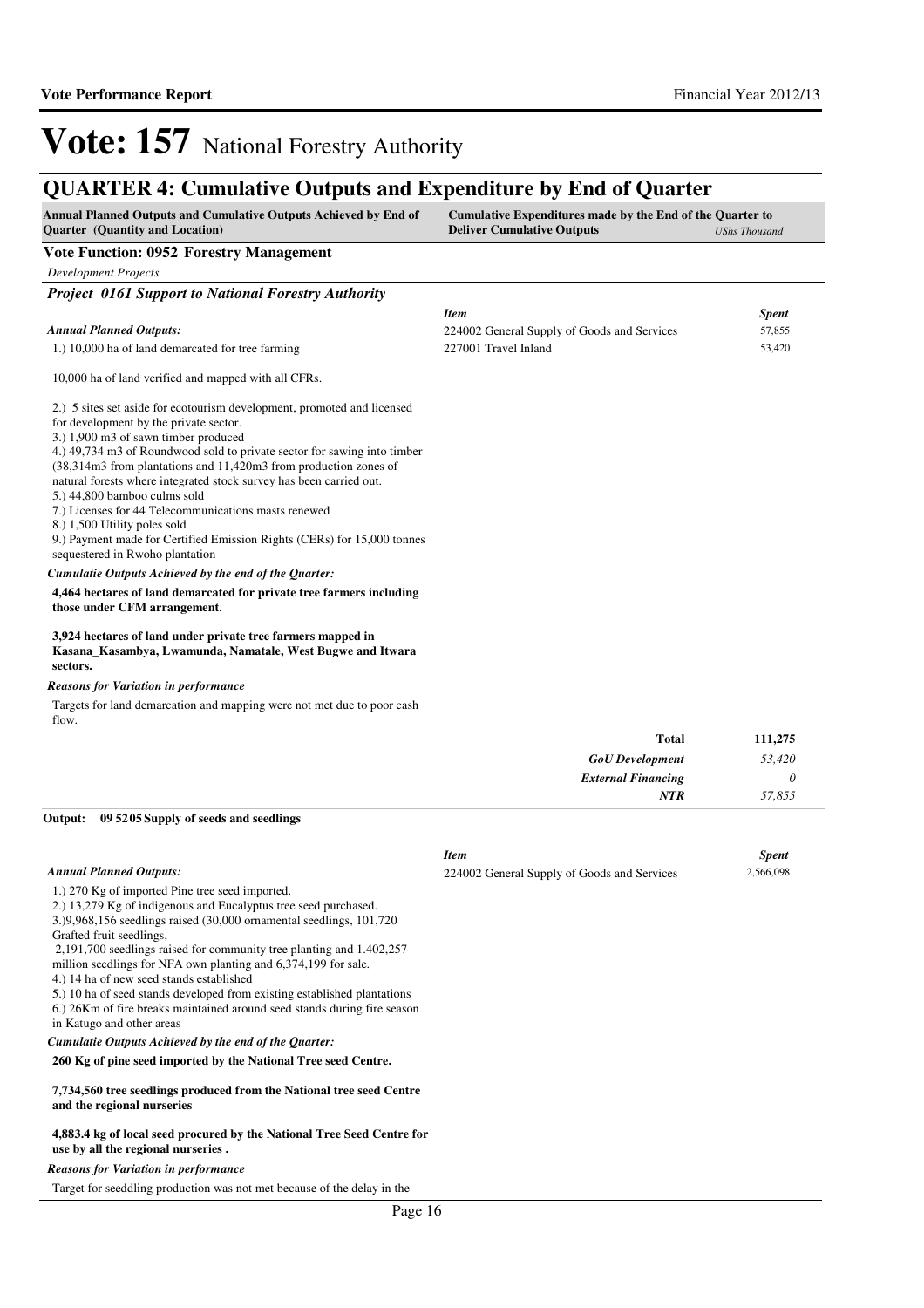# Vote: 157 National Forestry Authority

## QUARTER 4: Cumulative Outputs and Expenditure by End of Quarter

| Annual Planned Outputs and Cumulative Outputs Achieved by End of Quarter (Quantity and Location) | Cumulative Expenditures made by the End of the Quarter to Deliver Cumulative Outputs | UShs Thousand |
|---|---|---|

**Vote Function: 0952 Forestry Management**

*Development Projects*

### *Project 0161 Support to National Forestry Authority*

*Annual Planned Outputs:*

1.) 10,000 ha of land demarcated for tree farming

10,000 ha of land verified and mapped with all CFRs.

2.) 5 sites set aside for ecotourism development, promoted and licensed for development by the private sector.
3.) 1,900 m3 of sawn timber produced
4.) 49,734 m3 of Roundwood sold to private sector for sawing into timber (38,314m3 from plantations and 11,420m3 from production zones of natural forests where integrated stock survey has been carried out.
5.) 44,800 bamboo culms sold
7.) Licenses for 44 Telecommunications masts renewed
8.) 1,500 Utility poles sold
9.) Payment made for Certified Emission Rights (CERs) for 15,000 tonnes sequestered in Rwoho plantation

*Cumulatie Outputs Achieved by the end of the Quarter:*

**4,464 hectares of land demarcated for private tree farmers including those under CFM arrangement.**

**3,924 hectares of land under private tree farmers mapped in Kasana_Kasambya, Lwamunda, Namatale, West Bugwe and Itwara sectors.**

*Reasons for Variation in performance*

Targets for land demarcation and mapping were not met due to poor cash flow.

| *Item* | *Spent* |
|---|---|
| 224002 General Supply of Goods and Services | 57,855 |
| 227001 Travel Inland | 53,420 |
| **Total** | **111,275** |
| ***GoU Development*** | *53,420* |
| ***External Financing*** | *0* |
| ***NTR*** | *57,855* |

**Output: 09 5205 Supply of seeds and seedlings**

*Annual Planned Outputs:*

1.) 270 Kg of imported Pine tree seed imported.
2.) 13,279 Kg of indigenous and Eucalyptus tree seed purchased.
3.)9,968,156 seedlings raised (30,000 ornamental seedlings, 101,720 Grafted fruit seedlings,
2,191,700 seedlings raised for community tree planting and 1.402,257 million seedlings for NFA own planting and 6,374,199 for sale.
4.) 14 ha of new seed stands established
5.) 10 ha of seed stands developed from existing established plantations
6.) 26Km of fire breaks maintained around seed stands during fire season in Katugo and other areas

*Cumulatie Outputs Achieved by the end of the Quarter:*

**260 Kg of pine seed imported by the National Tree seed Centre.**

**7,734,560 tree seedlings produced from the National tree seed Centre and the regional nurseries**

**4,883.4 kg of local seed procured by the National Tree Seed Centre for use by all the regional nurseries .**

*Reasons for Variation in performance*

Target for seddling production was not met because of the delay in the

| *Item* | *Spent* |
|---|---|
| 224002 General Supply of Goods and Services | 2,566,098 |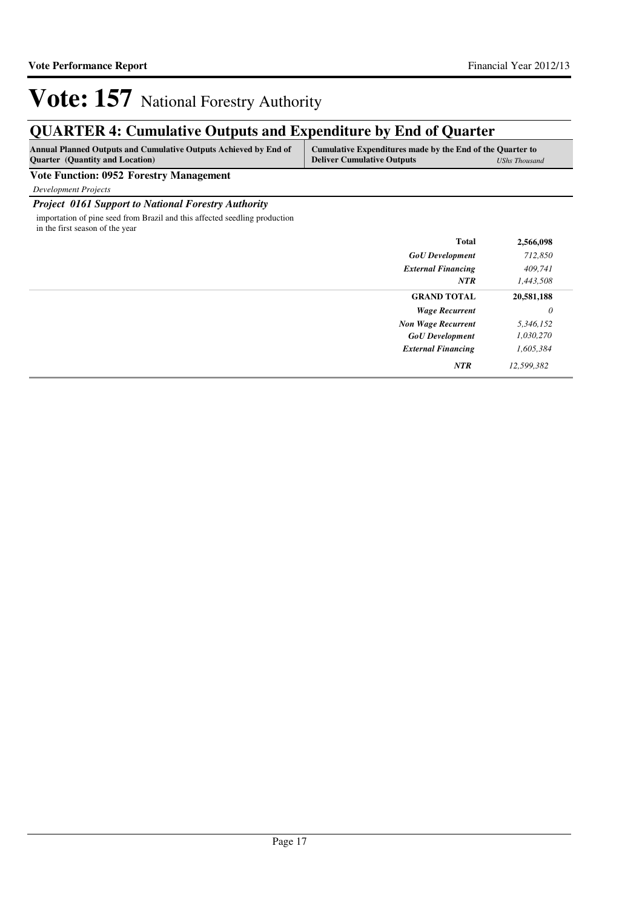# Vote: 157 National Forestry Authority

## QUARTER 4: Cumulative Outputs and Expenditure by End of Quarter

| Annual Planned Outputs and Cumulative Outputs Achieved by End of Quarter (Quantity and Location) | Cumulative Expenditures made by the End of the Quarter to Deliver Cumulative Outputs | *UShs Thousand* |
|---|---|---|

**Vote Function: 0952 Forestry Management**

*Development Projects*

***Project 0161 Support to National Forestry Authority***

importation of pine seed from Brazil and this affected seedling production in the first season of the year

| | | |
|---|---|---|
| | **Total** | **2,566,098** |
| | ***GoU Development*** | *712,850* |
| | ***External Financing*** | *409,741* |
| | ***NTR*** | *1,443,508* |
| | **GRAND TOTAL** | **20,581,188** |
| | ***Wage Recurrent*** | *0* |
| | ***Non Wage Recurrent*** | *5,346,152* |
| | ***GoU Development*** | *1,030,270* |
| | ***External Financing*** | *1,605,384* |
| | ***NTR*** | *12,599,382* |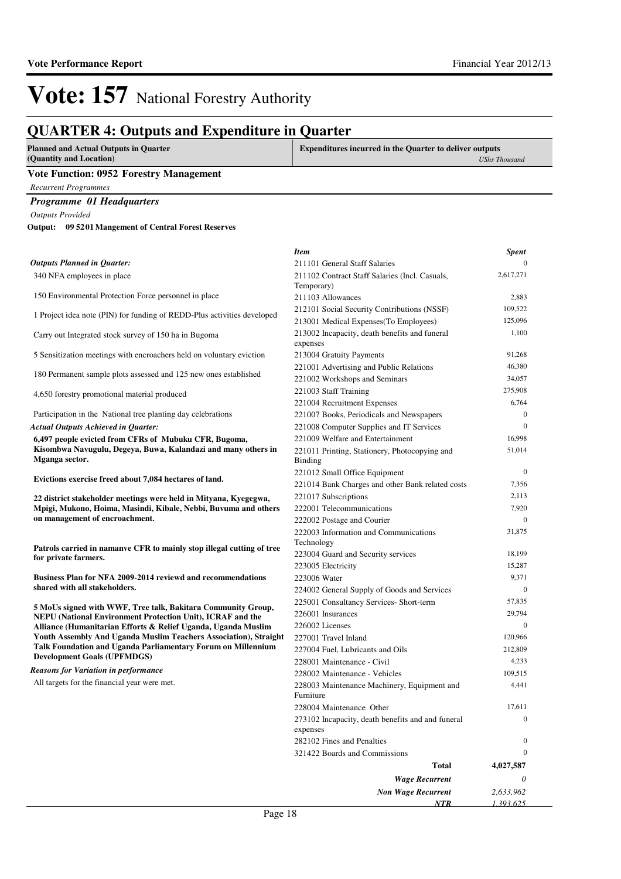# Vote: 157 National Forestry Authority

## QUARTER 4: Outputs and Expenditure in Quarter

**Planned and Actual Outputs in Quarter (Quantity and Location)** | **Expenditures incurred in the Quarter to deliver outputs** *UShs Thousand*

### Vote Function: 0952 Forestry Management

*Recurrent Programmes*

***Programme 01 Headquarters***

*Outputs Provided*

**Output: 09 5201 Mangement of Central Forest Reserves**

*Outputs Planned in Quarter:*

340 NFA employees in place

150 Environmental Protection Force personnel in place

1 Project idea note (PIN) for funding of REDD-Plus activities developed

Carry out Integrated stock survey of 150 ha in Bugoma

5 Sensitization meetings with encroachers held on voluntary eviction

180 Permanent sample plots assessed and 125 new ones established

4,650 forestry promotional material produced

Participation in the National tree planting day celebrations

*Actual Outputs Achieved in Quarter:*

**6,497 people evicted from CFRs of Mubuku CFR, Bugoma, Kisombwa Navugulu, Degeya, Buwa, Kalandazi and many others in Mganga sector.**

**Evictions exercise freed about 7,084 hectares of land.**

**22 district stakeholder meetings were held in Mityana, Kyegegwa, Mpigi, Mukono, Hoima, Masindi, Kibale, Nebbi, Buvuma and others on management of encroachment.**

**Patrols carried in namanve CFR to mainly stop illegal cutting of tree for private farmers.**

**Business Plan for NFA 2009-2014 reviewd and recommendations shared with all stakeholders.**

**5 MoUs signed with WWF, Tree talk, Bakitara Community Group, NEPU (National Environment Protection Unit), ICRAF and the Alliance (Humanitarian Efforts & Relief Uganda, Uganda Muslim Youth Assembly And Uganda Muslim Teachers Association), Straight Talk Foundation and Uganda Parliamentary Forum on Millennium Development Goals (UPFMDGS)**

*Reasons for Variation in performance*

All targets for the financial year were met.

| *Item* | *Spent* |
|---|---|
| 211101 General Staff Salaries | 0 |
| 211102 Contract Staff Salaries (Incl. Casuals, Temporary) | 2,617,271 |
| 211103 Allowances | 2,883 |
| 212101 Social Security Contributions (NSSF) | 109,522 |
| 213001 Medical Expenses(To Employees) | 125,096 |
| 213002 Incapacity, death benefits and funeral expenses | 1,100 |
| 213004 Gratuity Payments | 91,268 |
| 221001 Advertising and Public Relations | 46,380 |
| 221002 Workshops and Seminars | 34,057 |
| 221003 Staff Training | 275,908 |
| 221004 Recruitment Expenses | 6,764 |
| 221007 Books, Periodicals and Newspapers | 0 |
| 221008 Computer Supplies and IT Services | 0 |
| 221009 Welfare and Entertainment | 16,998 |
| 221011 Printing, Stationery, Photocopying and Binding | 51,014 |
| 221012 Small Office Equipment | 0 |
| 221014 Bank Charges and other Bank related costs | 7,356 |
| 221017 Subscriptions | 2,113 |
| 222001 Telecommunications | 7,920 |
| 222002 Postage and Courier | 0 |
| 222003 Information and Communications Technology | 31,875 |
| 223004 Guard and Security services | 18,199 |
| 223005 Electricity | 15,287 |
| 223006 Water | 9,371 |
| 224002 General Supply of Goods and Services | 0 |
| 225001 Consultancy Services- Short-term | 57,835 |
| 226001 Insurances | 29,794 |
| 226002 Licenses | 0 |
| 227001 Travel Inland | 120,966 |
| 227004 Fuel, Lubricants and Oils | 212,809 |
| 228001 Maintenance - Civil | 4,233 |
| 228002 Maintenance - Vehicles | 109,515 |
| 228003 Maintenance Machinery, Equipment and Furniture | 4,441 |
| 228004 Maintenance Other | 17,611 |
| 273102 Incapacity, death benefits and funeral expenses | 0 |
| 282102 Fines and Penalties | 0 |
| 321422 Boards and Commissions | 0 |
| **Total** | **4,027,587** |
| ***Wage Recurrent*** | *0* |
| ***Non Wage Recurrent*** | *2,633,962* |
| ***NTR*** | *1,393,625* |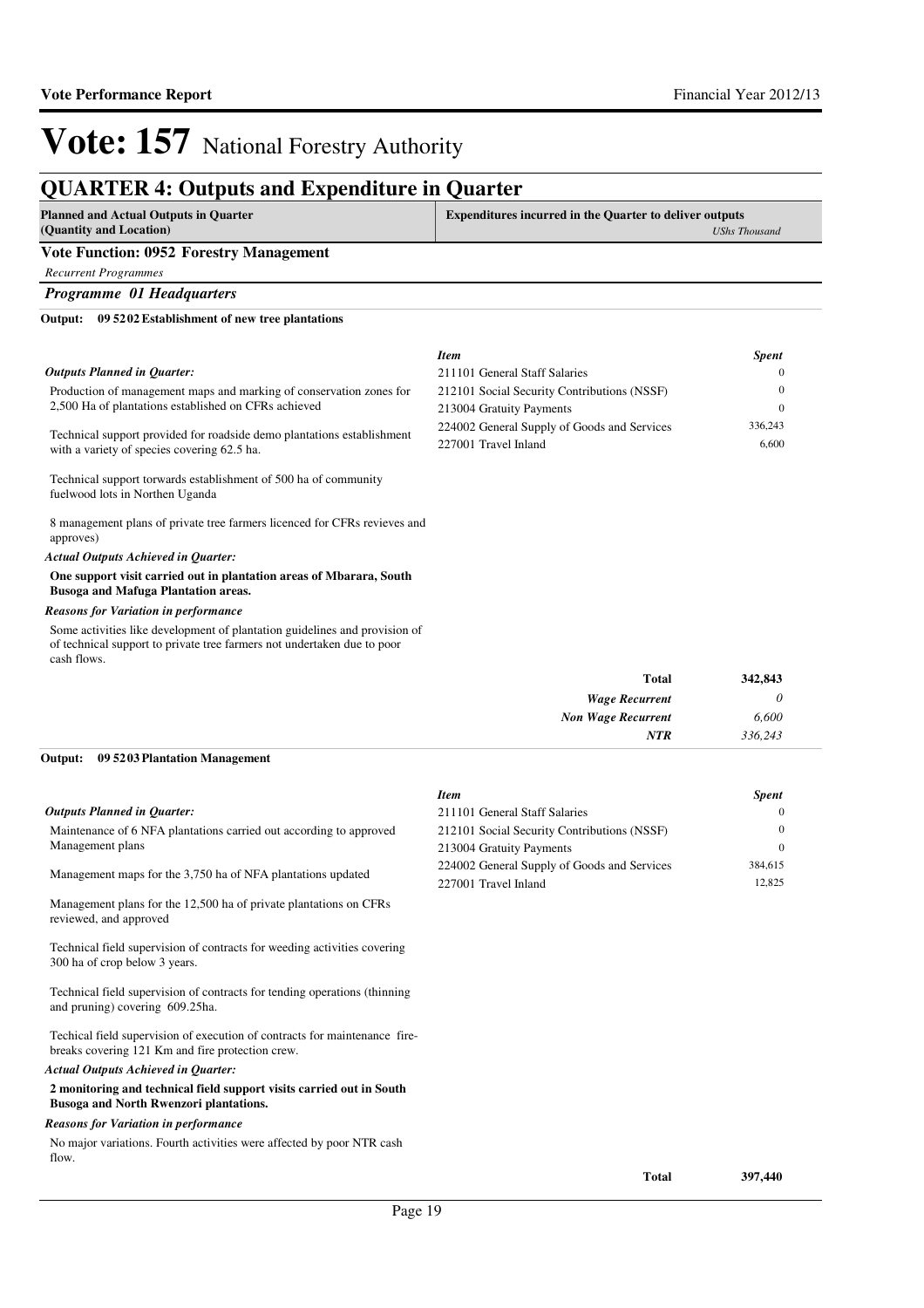# Vote: 157 National Forestry Authority

## QUARTER 4: Outputs and Expenditure in Quarter

| Planned and Actual Outputs in Quarter (Quantity and Location) | Expenditures incurred in the Quarter to deliver outputs *UShs Thousand* |
|---|---|

### Vote Function: 0952 Forestry Management

*Recurrent Programmes*

#### *Programme 01 Headquarters*

**Output: 09 5202 Establishment of new tree plantations**

*Outputs Planned in Quarter:*

Production of management maps and marking of conservation zones for 2,500 Ha of plantations established on CFRs achieved

Technical support provided for roadside demo plantations establishment with a variety of species covering 62.5 ha.

Technical support torwards establishment of 500 ha of community fuelwood lots in Northen Uganda

8 management plans of private tree farmers licenced for CFRs revieves and approves)

*Actual Outputs Achieved in Quarter:*

**One support visit carried out in plantation areas of Mbarara, South Busoga and Mafuga Plantation areas.**

*Reasons for Variation in performance*

Some activities like development of plantation guidelines and provision of of technical support to private tree farmers not undertaken due to poor cash flows.

| *Item* | *Spent* |
|---|---|
| 211101 General Staff Salaries | 0 |
| 212101 Social Security Contributions (NSSF) | 0 |
| 213004 Gratuity Payments | 0 |
| 224002 General Supply of Goods and Services | 336,243 |
| 227001 Travel Inland | 6,600 |
| **Total** | **342,843** |
| *Wage Recurrent* | *0* |
| *Non Wage Recurrent* | *6,600* |
| *NTR* | *336,243* |

**Output: 09 5203 Plantation Management**

*Outputs Planned in Quarter:*

Maintenance of 6 NFA plantations carried out according to approved Management plans

Management maps for the 3,750 ha of NFA plantations updated

Management plans for the 12,500 ha of private plantations on CFRs reviewed, and approved

Technical field supervision of contracts for weeding activities covering 300 ha of crop below 3 years.

Technical field supervision of contracts for tending operations (thinning and pruning) covering 609.25ha.

Techical field supervision of execution of contracts for maintenance fire-breaks covering 121 Km and fire protection crew.

*Actual Outputs Achieved in Quarter:*

**2 monitoring and technical field support visits carried out in South Busoga and North Rwenzori plantations.**

*Reasons for Variation in performance*

No major variations. Fourth activities were affected by poor NTR cash flow.

| *Item* | *Spent* |
|---|---|
| 211101 General Staff Salaries | 0 |
| 212101 Social Security Contributions (NSSF) | 0 |
| 213004 Gratuity Payments | 0 |
| 224002 General Supply of Goods and Services | 384,615 |
| 227001 Travel Inland | 12,825 |
| **Total** | **397,440** |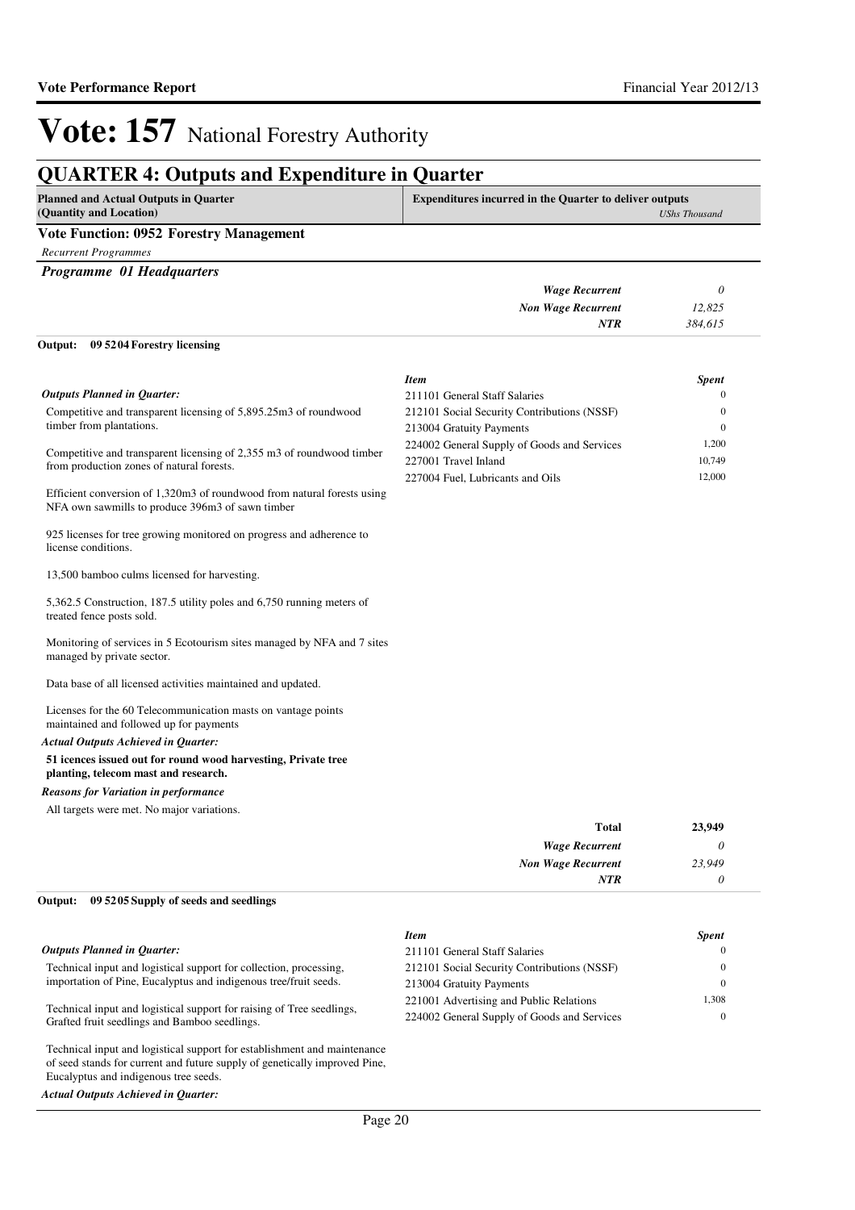# Vote: 157 National Forestry Authority

## QUARTER 4: Outputs and Expenditure in Quarter

| Planned and Actual Outputs in Quarter (Quantity and Location) | Expenditures incurred in the Quarter to deliver outputs | *UShs Thousand* |
|---|---|---|

### Vote Function: 0952 Forestry Management

*Recurrent Programmes*

#### *Programme 01 Headquarters*

| | |
|---|---|
| *Wage Recurrent* | *0* |
| *Non Wage Recurrent* | *12,825* |
| *NTR* | *384,615* |

**Output: 09 5204 Forestry licensing**

*Outputs Planned in Quarter:*

Competitive and transparent licensing of 5,895.25m3 of roundwood timber from plantations.

Competitive and transparent licensing of 2,355 m3 of roundwood timber from production zones of natural forests.

Efficient conversion of 1,320m3 of roundwood from natural forests using NFA own sawmills to produce 396m3 of sawn timber

925 licenses for tree growing monitored on progress and adherence to license conditions.

13,500 bamboo culms licensed for harvesting.

5,362.5 Construction, 187.5 utility poles and 6,750 running meters of treated fence posts sold.

Monitoring of services in 5 Ecotourism sites managed by NFA and 7 sites managed by private sector.

Data base of all licensed activities maintained and updated.

Licenses for the 60 Telecommunication masts on vantage points maintained and followed up for payments

*Actual Outputs Achieved in Quarter:*

**51 icences issued out for round wood harvesting, Private tree planting, telecom mast and research.**

*Reasons for Variation in performance*

All targets were met. No major variations.

| *Item* | *Spent* |
|---|---|
| 211101 General Staff Salaries | 0 |
| 212101 Social Security Contributions (NSSF) | 0 |
| 213004 Gratuity Payments | 0 |
| 224002 General Supply of Goods and Services | 1,200 |
| 227001 Travel Inland | 10,749 |
| 227004 Fuel, Lubricants and Oils | 12,000 |

| | |
|---|---|
| **Total** | **23,949** |
| *Wage Recurrent* | *0* |
| *Non Wage Recurrent* | *23,949* |
| *NTR* | *0* |

**Output: 09 5205 Supply of seeds and seedlings**

*Outputs Planned in Quarter:*

Technical input and logistical support for collection, processing, importation of Pine, Eucalyptus and indigenous tree/fruit seeds.

Technical input and logistical support for raising of Tree seedlings, Grafted fruit seedlings and Bamboo seedlings.

Technical input and logistical support for establishment and maintenance of seed stands for current and future supply of genetically improved Pine, Eucalyptus and indigenous tree seeds.

*Actual Outputs Achieved in Quarter:*

| *Item* | *Spent* |
|---|---|
| 211101 General Staff Salaries | 0 |
| 212101 Social Security Contributions (NSSF) | 0 |
| 213004 Gratuity Payments | 0 |
| 221001 Advertising and Public Relations | 1,308 |
| 224002 General Supply of Goods and Services | 0 |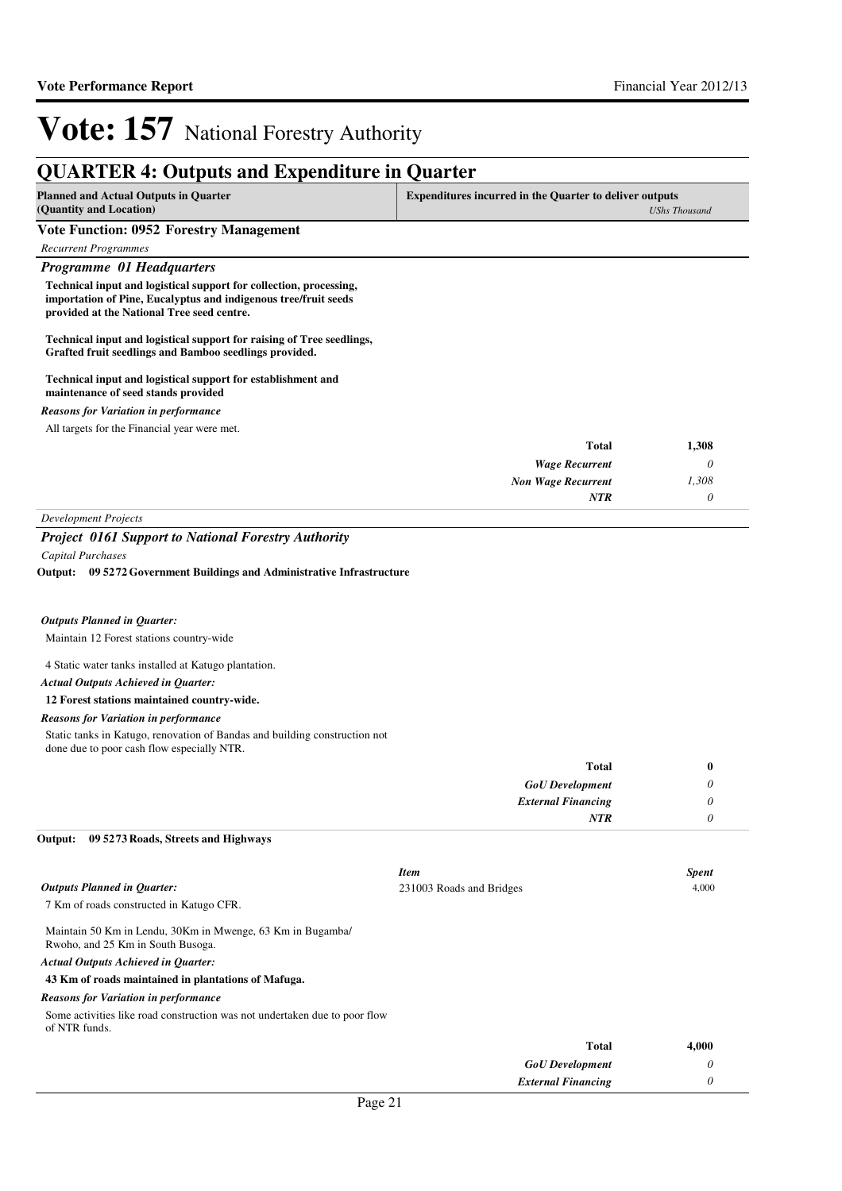# Vote: 157 National Forestry Authority

## QUARTER 4: Outputs and Expenditure in Quarter

| Planned and Actual Outputs in Quarter (Quantity and Location) | Expenditures incurred in the Quarter to deliver outputs | USh Thousand |
|---|---|---|

### Vote Function: 0952 Forestry Management

*Recurrent Programmes*

#### *Programme 01 Headquarters*

**Technical input and logistical support for collection, processing, importation of Pine, Eucalyptus and indigenous tree/fruit seeds provided at the National Tree seed centre.**

**Technical input and logistical support for raising of Tree seedlings, Grafted fruit seedlings and Bamboo seedlings provided.**

**Technical input and logistical support for establishment and maintenance of seed stands provided**

*Reasons for Variation in performance*

All targets for the Financial year were met.

| | |
|---|---|
| **Total** | **1,308** |
| *Wage Recurrent* | *0* |
| *Non Wage Recurrent* | *1,308* |
| *NTR* | *0* |

*Development Projects*

#### *Project 0161 Support to National Forestry Authority*

*Capital Purchases*

**Output: 09 5272 Government Buildings and Administrative Infrastructure**

*Outputs Planned in Quarter:*

Maintain 12 Forest stations country-wide

4 Static water tanks installed at Katugo plantation.

*Actual Outputs Achieved in Quarter:*

**12 Forest stations maintained country-wide.**

*Reasons for Variation in performance*

Static tanks in Katugo, renovation of Bandas and building construction not done due to poor cash flow especially NTR.

| | |
|---|---|
| **Total** | **0** |
| *GoU Development* | *0* |
| *External Financing* | *0* |
| *NTR* | *0* |

**Output: 09 5273 Roads, Streets and Highways**

| *Item* | *Spent* |
|---|---|
| 231003 Roads and Bridges | 4,000 |

*Outputs Planned in Quarter:*

7 Km of roads constructed in Katugo CFR.

Maintain 50 Km in Lendu, 30Km in Mwenge, 63 Km in Bugamba/ Rwoho, and 25 Km in South Busoga.

*Actual Outputs Achieved in Quarter:*

**43 Km of roads maintained in plantations of Mafuga.**

*Reasons for Variation in performance*

Some activities like road construction was not undertaken due to poor flow of NTR funds.

| | |
|---|---|
| **Total** | **4,000** |
| *GoU Development* | *0* |
| *External Financing* | *0* |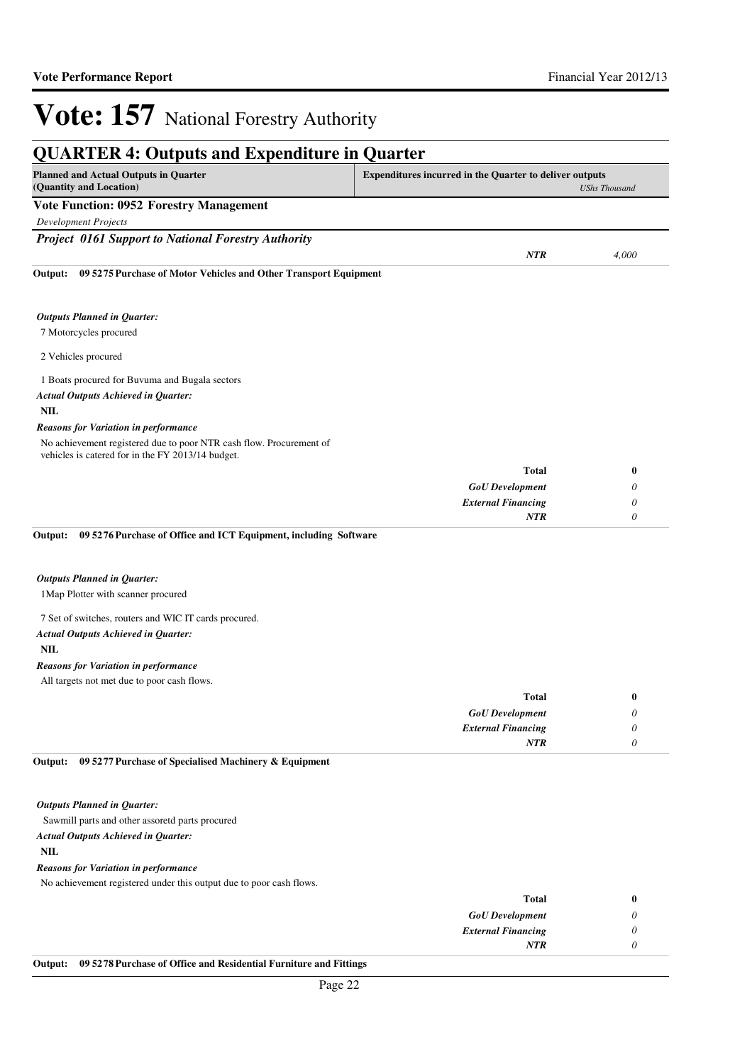# Vote: 157 National Forestry Authority

## QUARTER 4: Outputs and Expenditure in Quarter

| Planned and Actual Outputs in Quarter (Quantity and Location) | Expenditures incurred in the Quarter to deliver outputs | UShs Thousand |
|---|---|---|

**Vote Function: 0952 Forestry Management**

*Development Projects*

***Project 0161 Support to National Forestry Authority***

| | | |
|---|---|---|
| | *NTR* | *4,000* |

**Output: 09 5275 Purchase of Motor Vehicles and Other Transport Equipment**

***Outputs Planned in Quarter:***

7 Motorcycles procured

2 Vehicles procured

1 Boats procured for Buvuma and Bugala sectors

***Actual Outputs Achieved in Quarter:***

**NIL**

***Reasons for Variation in performance***

No achievement registered due to poor NTR cash flow. Procurement of vehicles is catered for in the FY 2013/14 budget.

| | |
|---|---|
| **Total** | **0** |
| *GoU Development* | *0* |
| *External Financing* | *0* |
| *NTR* | *0* |

**Output: 09 5276 Purchase of Office and ICT Equipment, including Software**

***Outputs Planned in Quarter:***

1Map Plotter with scanner procured

7 Set of switches, routers and WIC IT cards procured.

***Actual Outputs Achieved in Quarter:***

**NIL**

***Reasons for Variation in performance***

All targets not met due to poor cash flows.

| | |
|---|---|
| **Total** | **0** |
| *GoU Development* | *0* |
| *External Financing* | *0* |
| *NTR* | *0* |

**Output: 09 5277 Purchase of Specialised Machinery & Equipment**

***Outputs Planned in Quarter:***

Sawmill parts and other assoretd parts procured

***Actual Outputs Achieved in Quarter:***

**NIL**

***Reasons for Variation in performance***

No achievement registered under this output due to poor cash flows.

| | |
|---|---|
| **Total** | **0** |
| *GoU Development* | *0* |
| *External Financing* | *0* |
| *NTR* | *0* |

**Output: 09 5278 Purchase of Office and Residential Furniture and Fittings**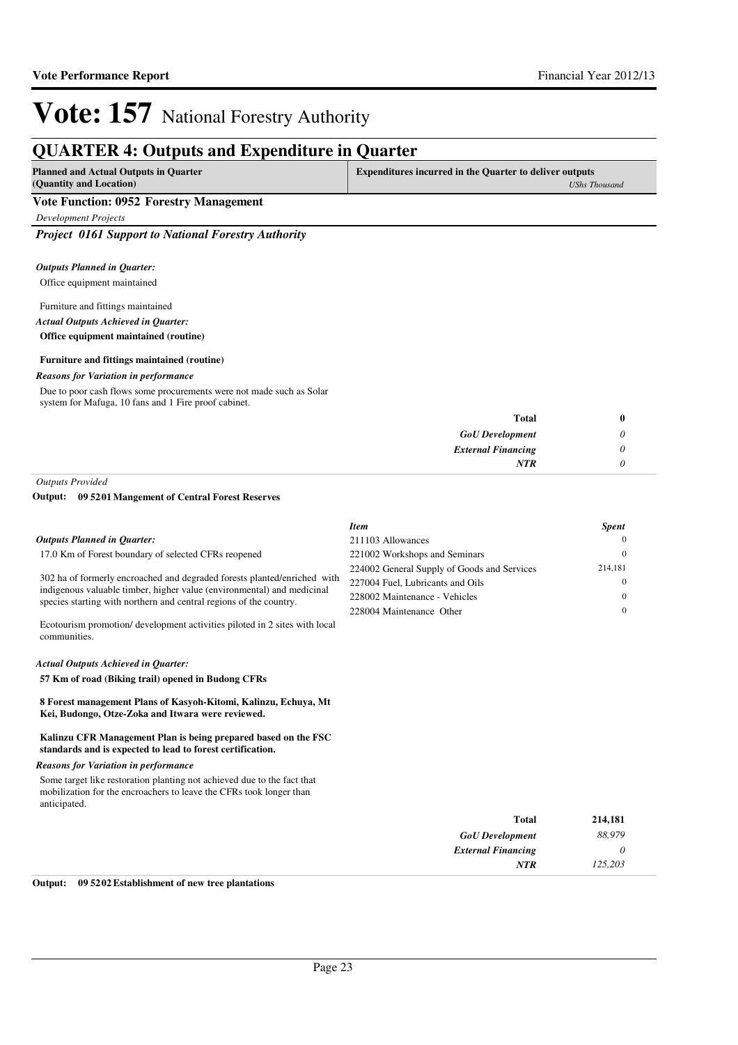# Vote: 157 National Forestry Authority

## QUARTER 4: Outputs and Expenditure in Quarter

| Planned and Actual Outputs in Quarter (Quantity and Location) | Expenditures incurred in the Quarter to deliver outputs *UShs Thousand* |
|---|---|

### Vote Function: 0952 Forestry Management

*Development Projects*

### *Project 0161 Support to National Forestry Authority*

***Outputs Planned in Quarter:***

Office equipment maintained

Furniture and fittings maintained

***Actual Outputs Achieved in Quarter:***

**Office equipment maintained (routine)**

**Furniture and fittings maintained (routine)**

***Reasons for Variation in performance***

Due to poor cash flows some procurements were not made such as Solar system for Mafuga, 10 fans and 1 Fire proof cabinet.

| | |
|---|---|
| **Total** | **0** |
| ***GoU Development*** | *0* |
| ***External Financing*** | *0* |
| ***NTR*** | *0* |

*Outputs Provided*

**Output: 09 5201 Mangement of Central Forest Reserves**

***Outputs Planned in Quarter:***

17.0 Km of Forest boundary of selected CFRs reopened

302 ha of formerly encroached and degraded forests planted/enriched with indigenous valuable timber, higher value (environmental) and medicinal species starting with northern and central regions of the country.

Ecotourism promotion/ development activities piloted in 2 sites with local communities.

***Actual Outputs Achieved in Quarter:***

**57 Km of road (Biking trail) opened in Budong CFRs**

**8 Forest management Plans of Kasyoh-Kitomi, Kalinzu, Echuya, Mt Kei, Budongo, Otze-Zoka and Itwara were reviewed.**

**Kalinzu CFR Management Plan is being prepared based on the FSC standards and is expected to lead to forest certification.**

***Reasons for Variation in performance***

Some target like restoration planting not achieved due to the fact that mobilization for the encroachers to leave the CFRs took longer than anticipated.

| *Item* | *Spent* |
|---|---|
| 211103 Allowances | 0 |
| 221002 Workshops and Seminars | 0 |
| 224002 General Supply of Goods and Services | 214,181 |
| 227004 Fuel, Lubricants and Oils | 0 |
| 228002 Maintenance - Vehicles | 0 |
| 228004 Maintenance Other | 0 |
| **Total** | **214,181** |
| ***GoU Development*** | *88,979* |
| ***External Financing*** | *0* |
| ***NTR*** | *125,203* |

**Output: 09 5202 Establishment of new tree plantations**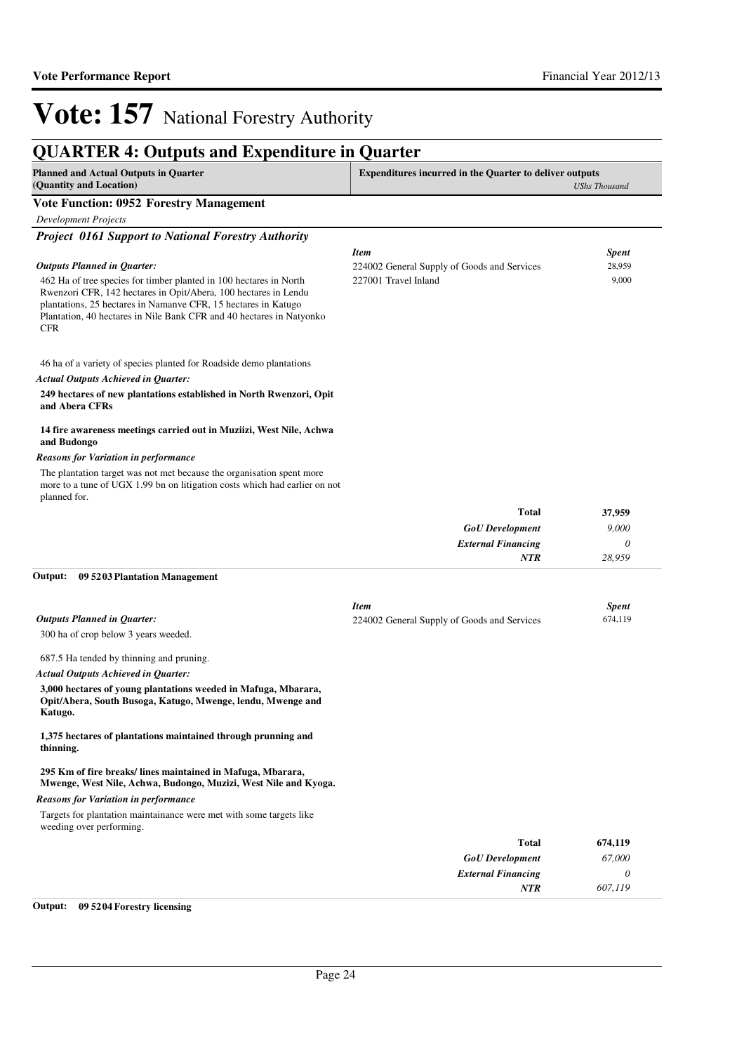# Vote: 157 National Forestry Authority

## QUARTER 4: Outputs and Expenditure in Quarter

| Planned and Actual Outputs in Quarter (Quantity and Location) | Expenditures incurred in the Quarter to deliver outputs | *UShs Thousand* |
|---|---|---|

### Vote Function: 0952 Forestry Management

*Development Projects*

#### *Project 0161 Support to National Forestry Authority*

*Outputs Planned in Quarter:*

462 Ha of tree species for timber planted in 100 hectares in North Rwenzori CFR, 142 hectares in Opit/Abera, 100 hectares in Lendu plantations, 25 hectares in Namanve CFR, 15 hectares in Katugo Plantation, 40 hectares in Nile Bank CFR and 40 hectares in Natyonko CFR

46 ha of a variety of species planted for Roadside demo plantations

*Actual Outputs Achieved in Quarter:*

**249 hectares of new plantations established in North Rwenzori, Opit and Abera CFRs**

**14 fire awareness meetings carried out in Muziizi, West Nile, Achwa and Budongo**

*Reasons for Variation in performance*

The plantation target was not met because the organisation spent more more to a tune of UGX 1.99 bn on litigation costs which had earlier on not planned for.

| *Item* | *Spent* |
|---|---|
| 224002 General Supply of Goods and Services | 28,959 |
| 227001 Travel Inland | 9,000 |
| **Total** | **37,959** |
| *GoU Development* | *9,000* |
| *External Financing* | *0* |
| *NTR* | *28,959* |

**Output: 09 5203 Plantation Management**

*Outputs Planned in Quarter:*

300 ha of crop below 3 years weeded.

687.5 Ha tended by thinning and pruning.

*Actual Outputs Achieved in Quarter:*

**3,000 hectares of young plantations weeded in Mafuga, Mbarara, Opit/Abera, South Busoga, Katugo, Mwenge, lendu, Mwenge and Katugo.**

**1,375 hectares of plantations maintained through prunning and thinning.**

**295 Km of fire breaks/ lines maintained in Mafuga, Mbarara, Mwenge, West Nile, Achwa, Budongo, Muzizi, West Nile and Kyoga.**

*Reasons for Variation in performance*

Targets for plantation maintainance were met with some targets like weeding over performing.

| *Item* | *Spent* |
|---|---|
| 224002 General Supply of Goods and Services | 674,119 |
| **Total** | **674,119** |
| *GoU Development* | *67,000* |
| *External Financing* | *0* |
| *NTR* | *607,119* |

**Output: 09 5204 Forestry licensing**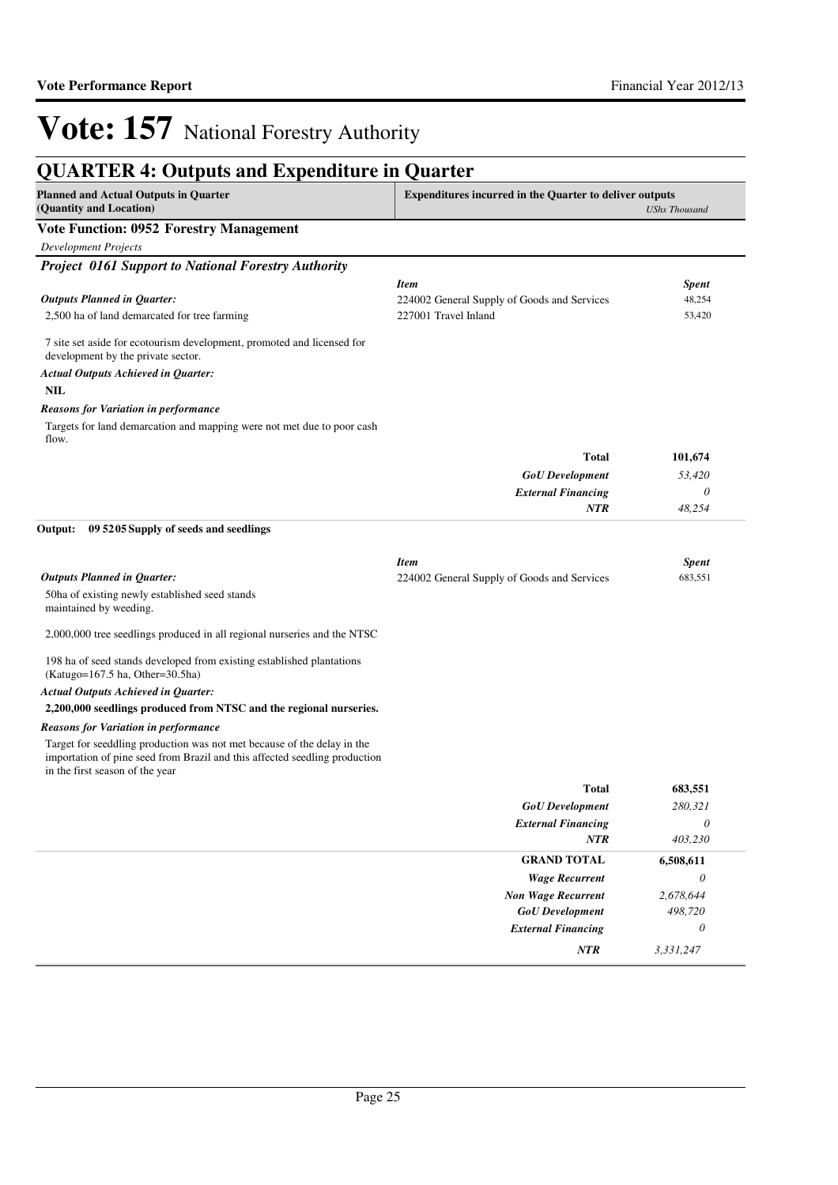# Vote: 157 National Forestry Authority

## QUARTER 4: Outputs and Expenditure in Quarter

| Planned and Actual Outputs in Quarter (Quantity and Location) | Expenditures incurred in the Quarter to deliver outputs | *UShs Thousand* |
|---|---|---|

**Vote Function: 0952 Forestry Management**

*Development Projects*

### *Project 0161 Support to National Forestry Authority*

*Outputs Planned in Quarter:*

2,500 ha of land demarcated for tree farming

7 site set aside for ecotourism development, promoted and licensed for development by the private sector.

*Actual Outputs Achieved in Quarter:*

**NIL**

*Reasons for Variation in performance*

Targets for land demarcation and mapping were not met due to poor cash flow.

| *Item* | *Spent* |
|---|---|
| 224002 General Supply of Goods and Services | 48,254 |
| 227001 Travel Inland | 53,420 |
| **Total** | **101,674** |
| *GoU Development* | *53,420* |
| *External Financing* | *0* |
| *NTR* | *48,254* |

**Output: 09 5205 Supply of seeds and seedlings**

*Outputs Planned in Quarter:*

50ha of existing newly established seed stands maintained by weeding.

2,000,000 tree seedlings produced in all regional nurseries and the NTSC

198 ha of seed stands developed from existing established plantations (Katugo=167.5 ha, Other=30.5ha)

*Actual Outputs Achieved in Quarter:*

**2,200,000 seedlings produced from NTSC and the regional nurseries.**

*Reasons for Variation in performance*

Target for seeddling production was not met because of the delay in the importation of pine seed from Brazil and this affected seedling production in the first season of the year

| *Item* | *Spent* |
|---|---|
| 224002 General Supply of Goods and Services | 683,551 |
| **Total** | **683,551** |
| *GoU Development* | *280,321* |
| *External Financing* | *0* |
| *NTR* | *403,230* |

| | |
|---|---|
| **GRAND TOTAL** | **6,508,611** |
| *Wage Recurrent* | *0* |
| *Non Wage Recurrent* | *2,678,644* |
| *GoU Development* | *498,720* |
| *External Financing* | *0* |
| *NTR* | *3,331,247* |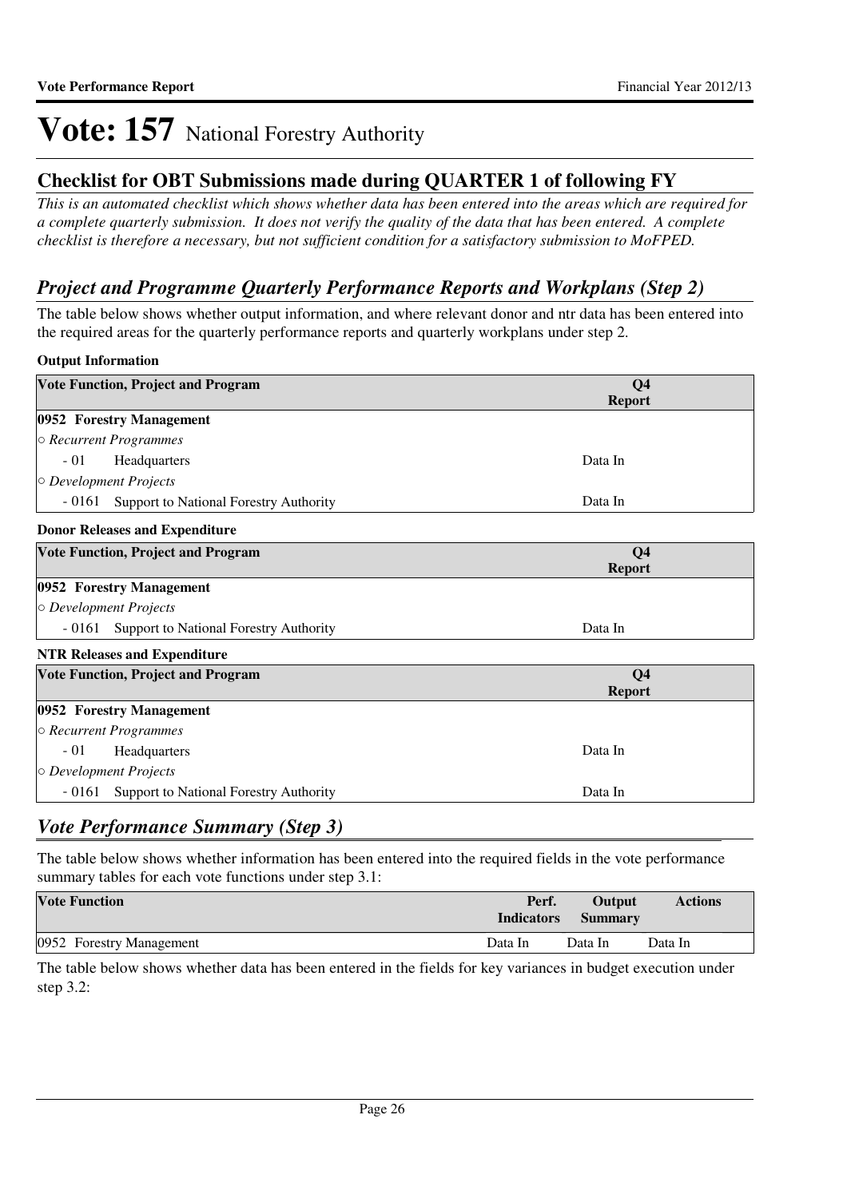# Vote: 157 National Forestry Authority

## Checklist for OBT Submissions made during QUARTER 1 of following FY

*This is an automated checklist which shows whether data has been entered into the areas which are required for a complete quarterly submission. It does not verify the quality of the data that has been entered. A complete checklist is therefore a necessary, but not sufficient condition for a satisfactory submission to MoFPED.*

### *Project and Programme Quarterly Performance Reports and Workplans (Step 2)*

The table below shows whether output information, and where relevant donor and ntr data has been entered into the required areas for the quarterly performance reports and quarterly workplans under step 2.

**Output Information**

| Vote Function, Project and Program | Q4 Report |
|---|---|
| **0952 Forestry Management** | |
| ○ *Recurrent Programmes* | |
| - 01 Headquarters | Data In |
| ○ *Development Projects* | |
| - 0161 Support to National Forestry Authority | Data In |

**Donor Releases and Expenditure**

| Vote Function, Project and Program | Q4 Report |
|---|---|
| **0952 Forestry Management** | |
| ○ *Development Projects* | |
| - 0161 Support to National Forestry Authority | Data In |

**NTR Releases and Expenditure**

| Vote Function, Project and Program | Q4 Report |
|---|---|
| **0952 Forestry Management** | |
| ○ *Recurrent Programmes* | |
| - 01 Headquarters | Data In |
| ○ *Development Projects* | |
| - 0161 Support to National Forestry Authority | Data In |

### *Vote Performance Summary (Step 3)*

The table below shows whether information has been entered into the required fields in the vote performance summary tables for each vote functions under step 3.1:

| Vote Function | Perf. Indicators | Output Summary | Actions |
|---|---|---|---|
| 0952 Forestry Management | Data In | Data In | Data In |

The table below shows whether data has been entered in the fields for key variances in budget execution under step 3.2: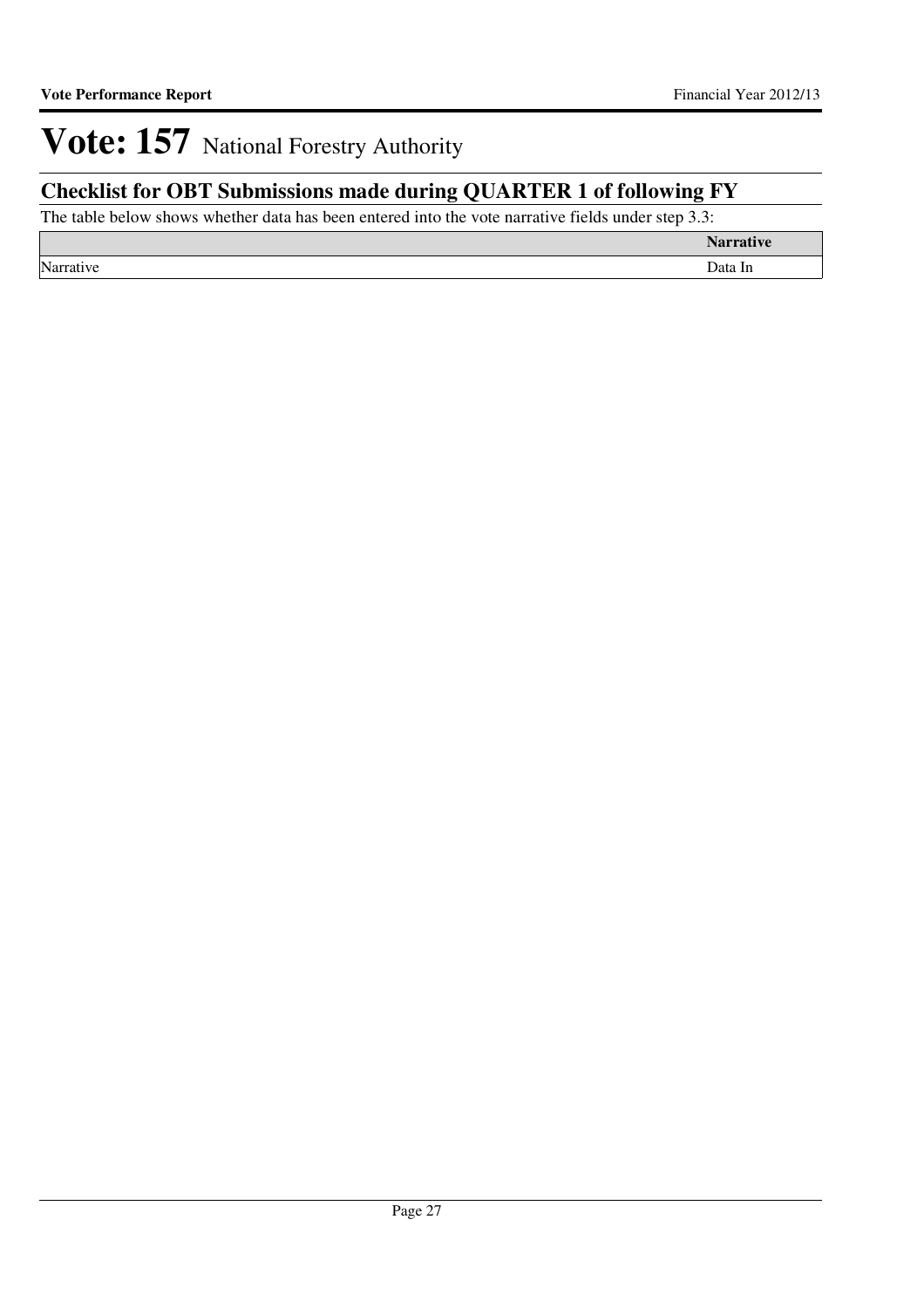# Vote: 157 National Forestry Authority

## Checklist for OBT Submissions made during QUARTER 1 of following FY

The table below shows whether data has been entered into the vote narrative fields under step 3.3:

| | Narrative |
|---|---|
| Narrative | Data In |